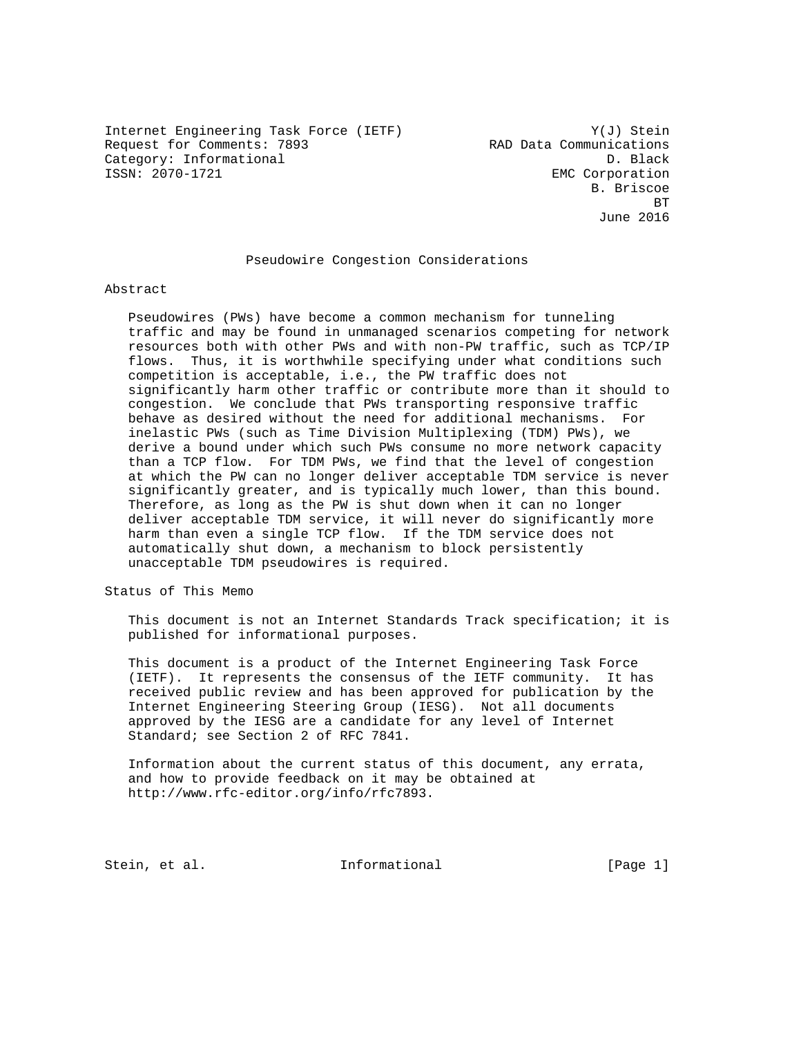Internet Engineering Task Force (IETF) Y(J) Stein
Request for Comments: 7893 RAD Data Communications
Category: Informational D. Black
ISSN: 2070-1721 EMC Corporation
B. Briscoe
BT
June 2016

# Pseudowire Congestion Considerations

## Abstract

Pseudowires (PWs) have become a common mechanism for tunneling traffic and may be found in unmanaged scenarios competing for network resources both with other PWs and with non-PW traffic, such as TCP/IP flows. Thus, it is worthwhile specifying under what conditions such competition is acceptable, i.e., the PW traffic does not significantly harm other traffic or contribute more than it should to congestion. We conclude that PWs transporting responsive traffic behave as desired without the need for additional mechanisms. For inelastic PWs (such as Time Division Multiplexing (TDM) PWs), we derive a bound under which such PWs consume no more network capacity than a TCP flow. For TDM PWs, we find that the level of congestion at which the PW can no longer deliver acceptable TDM service is never significantly greater, and is typically much lower, than this bound. Therefore, as long as the PW is shut down when it can no longer deliver acceptable TDM service, it will never do significantly more harm than even a single TCP flow. If the TDM service does not automatically shut down, a mechanism to block persistently unacceptable TDM pseudowires is required.

## Status of This Memo

This document is not an Internet Standards Track specification; it is published for informational purposes.

This document is a product of the Internet Engineering Task Force (IETF). It represents the consensus of the IETF community. It has received public review and has been approved for publication by the Internet Engineering Steering Group (IESG). Not all documents approved by the IESG are a candidate for any level of Internet Standard; see Section 2 of RFC 7841.

Information about the current status of this document, any errata, and how to provide feedback on it may be obtained at http://www.rfc-editor.org/info/rfc7893.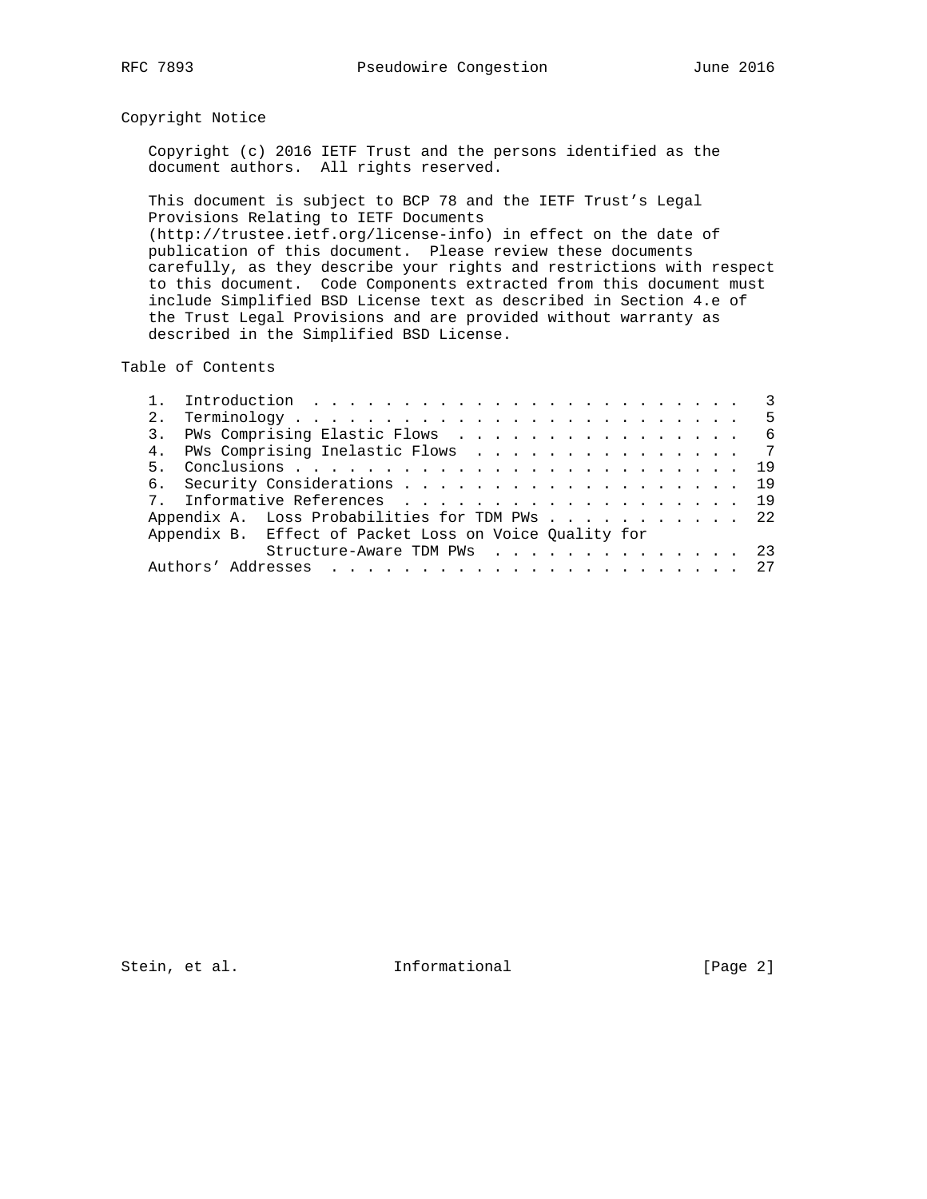## Copyright Notice

Copyright (c) 2016 IETF Trust and the persons identified as the document authors. All rights reserved.

This document is subject to BCP 78 and the IETF Trust's Legal Provisions Relating to IETF Documents (http://trustee.ietf.org/license-info) in effect on the date of publication of this document. Please review these documents carefully, as they describe your rights and restrictions with respect to this document. Code Components extracted from this document must include Simplified BSD License text as described in Section 4.e of the Trust Legal Provisions and are provided without warranty as described in the Simplified BSD License.

## Table of Contents

```
   1.  Introduction . . . . . . . . . . . . . . . . . . . . . . . .   3
   2.  Terminology  . . . . . . . . . . . . . . . . . . . . . . . .   5
   3.  PWs Comprising Elastic Flows . . . . . . . . . . . . . . . .   6
   4.  PWs Comprising Inelastic Flows . . . . . . . . . . . . . . .   7
   5.  Conclusions  . . . . . . . . . . . . . . . . . . . . . . . .  19
   6.  Security Considerations  . . . . . . . . . . . . . . . . . .  19
   7.  Informative References . . . . . . . . . . . . . . . . . . .  19
   Appendix A.  Loss Probabilities for TDM PWs  . . . . . . . . . .  22
   Appendix B.  Effect of Packet Loss on Voice Quality for
                Structure-Aware TDM PWs . . . . . . . . . . . . . .  23
   Authors' Addresses . . . . . . . . . . . . . . . . . . . . . . .  27
```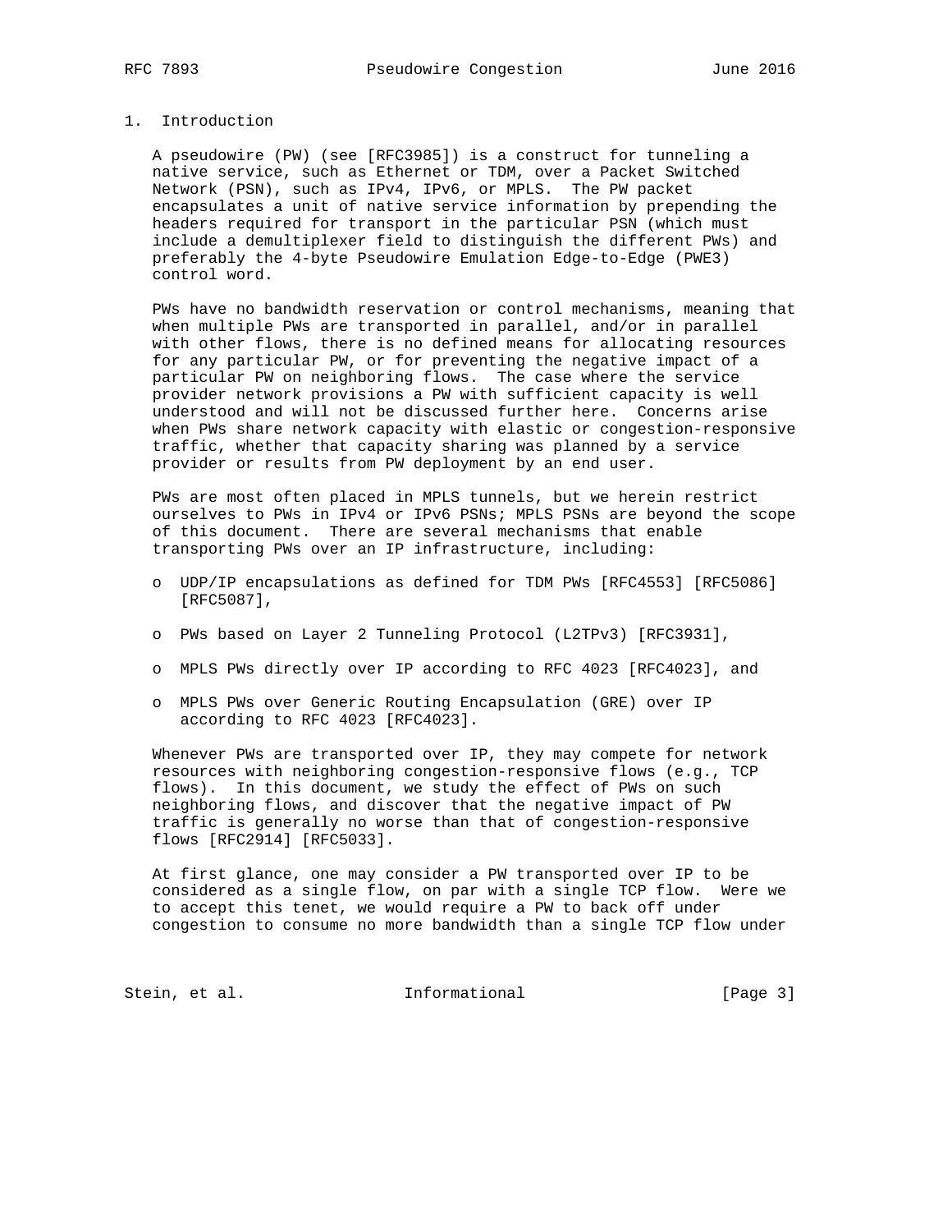## 1. Introduction

A pseudowire (PW) (see [RFC3985]) is a construct for tunneling a native service, such as Ethernet or TDM, over a Packet Switched Network (PSN), such as IPv4, IPv6, or MPLS. The PW packet encapsulates a unit of native service information by prepending the headers required for transport in the particular PSN (which must include a demultiplexer field to distinguish the different PWs) and preferably the 4-byte Pseudowire Emulation Edge-to-Edge (PWE3) control word.

PWs have no bandwidth reservation or control mechanisms, meaning that when multiple PWs are transported in parallel, and/or in parallel with other flows, there is no defined means for allocating resources for any particular PW, or for preventing the negative impact of a particular PW on neighboring flows. The case where the service provider network provisions a PW with sufficient capacity is well understood and will not be discussed further here. Concerns arise when PWs share network capacity with elastic or congestion-responsive traffic, whether that capacity sharing was planned by a service provider or results from PW deployment by an end user.

PWs are most often placed in MPLS tunnels, but we herein restrict ourselves to PWs in IPv4 or IPv6 PSNs; MPLS PSNs are beyond the scope of this document. There are several mechanisms that enable transporting PWs over an IP infrastructure, including:

- UDP/IP encapsulations as defined for TDM PWs [RFC4553] [RFC5086] [RFC5087],
- PWs based on Layer 2 Tunneling Protocol (L2TPv3) [RFC3931],
- MPLS PWs directly over IP according to RFC 4023 [RFC4023], and
- MPLS PWs over Generic Routing Encapsulation (GRE) over IP according to RFC 4023 [RFC4023].

Whenever PWs are transported over IP, they may compete for network resources with neighboring congestion-responsive flows (e.g., TCP flows). In this document, we study the effect of PWs on such neighboring flows, and discover that the negative impact of PW traffic is generally no worse than that of congestion-responsive flows [RFC2914] [RFC5033].

At first glance, one may consider a PW transported over IP to be considered as a single flow, on par with a single TCP flow. Were we to accept this tenet, we would require a PW to back off under congestion to consume no more bandwidth than a single TCP flow under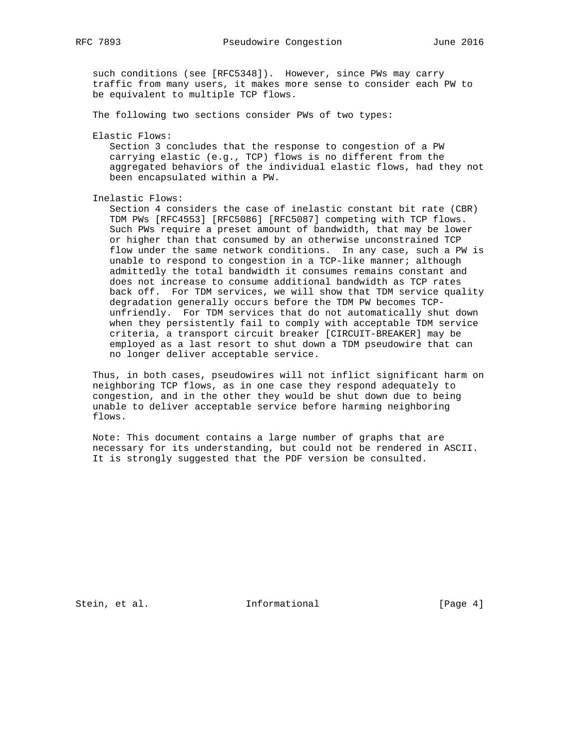such conditions (see [RFC5348]). However, since PWs may carry traffic from many users, it makes more sense to consider each PW to be equivalent to multiple TCP flows.

The following two sections consider PWs of two types:

Elastic Flows:
Section 3 concludes that the response to congestion of a PW carrying elastic (e.g., TCP) flows is no different from the aggregated behaviors of the individual elastic flows, had they not been encapsulated within a PW.

Inelastic Flows:
Section 4 considers the case of inelastic constant bit rate (CBR) TDM PWs [RFC4553] [RFC5086] [RFC5087] competing with TCP flows. Such PWs require a preset amount of bandwidth, that may be lower or higher than that consumed by an otherwise unconstrained TCP flow under the same network conditions. In any case, such a PW is unable to respond to congestion in a TCP-like manner; although admittedly the total bandwidth it consumes remains constant and does not increase to consume additional bandwidth as TCP rates back off. For TDM services, we will show that TDM service quality degradation generally occurs before the TDM PW becomes TCP-unfriendly. For TDM services that do not automatically shut down when they persistently fail to comply with acceptable TDM service criteria, a transport circuit breaker [CIRCUIT-BREAKER] may be employed as a last resort to shut down a TDM pseudowire that can no longer deliver acceptable service.

Thus, in both cases, pseudowires will not inflict significant harm on neighboring TCP flows, as in one case they respond adequately to congestion, and in the other they would be shut down due to being unable to deliver acceptable service before harming neighboring flows.

Note: This document contains a large number of graphs that are necessary for its understanding, but could not be rendered in ASCII. It is strongly suggested that the PDF version be consulted.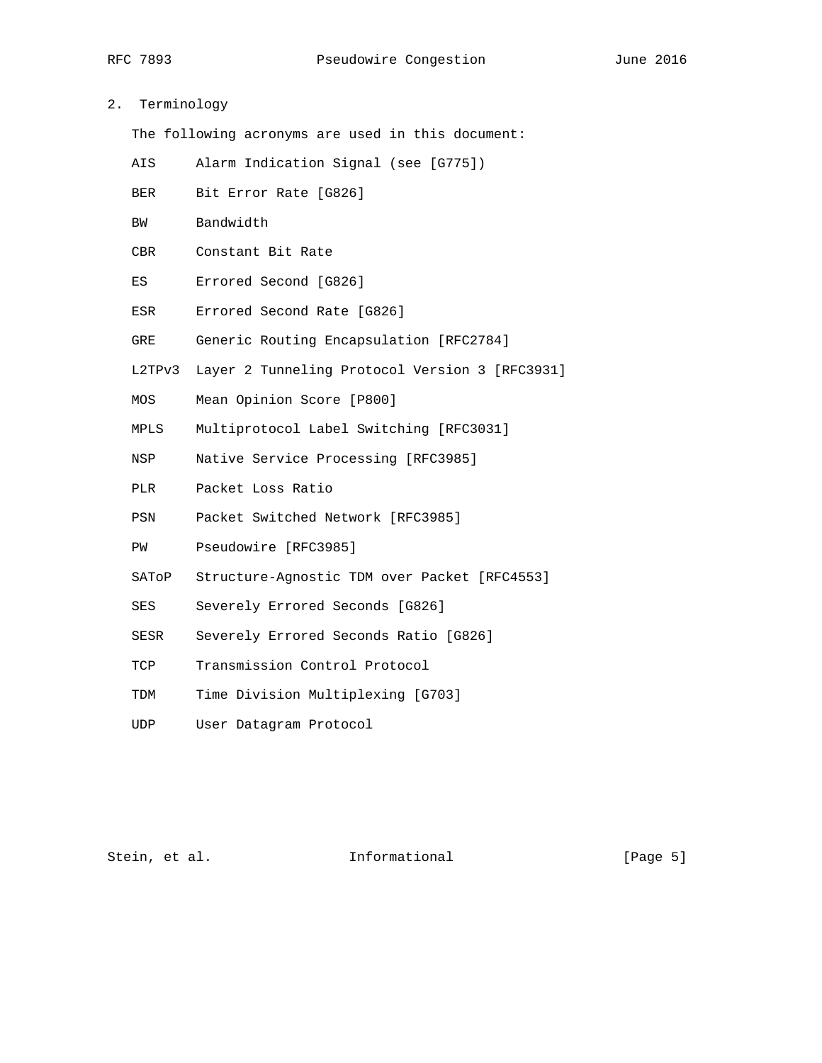## 2. Terminology

The following acronyms are used in this document:

| Acronym | Definition |
| --- | --- |
| AIS | Alarm Indication Signal (see [G775]) |
| BER | Bit Error Rate [G826] |
| BW | Bandwidth |
| CBR | Constant Bit Rate |
| ES | Errored Second [G826] |
| ESR | Errored Second Rate [G826] |
| GRE | Generic Routing Encapsulation [RFC2784] |
| L2TPv3 | Layer 2 Tunneling Protocol Version 3 [RFC3931] |
| MOS | Mean Opinion Score [P800] |
| MPLS | Multiprotocol Label Switching [RFC3031] |
| NSP | Native Service Processing [RFC3985] |
| PLR | Packet Loss Ratio |
| PSN | Packet Switched Network [RFC3985] |
| PW | Pseudowire [RFC3985] |
| SAToP | Structure-Agnostic TDM over Packet [RFC4553] |
| SES | Severely Errored Seconds [G826] |
| SESR | Severely Errored Seconds Ratio [G826] |
| TCP | Transmission Control Protocol |
| TDM | Time Division Multiplexing [G703] |
| UDP | User Datagram Protocol |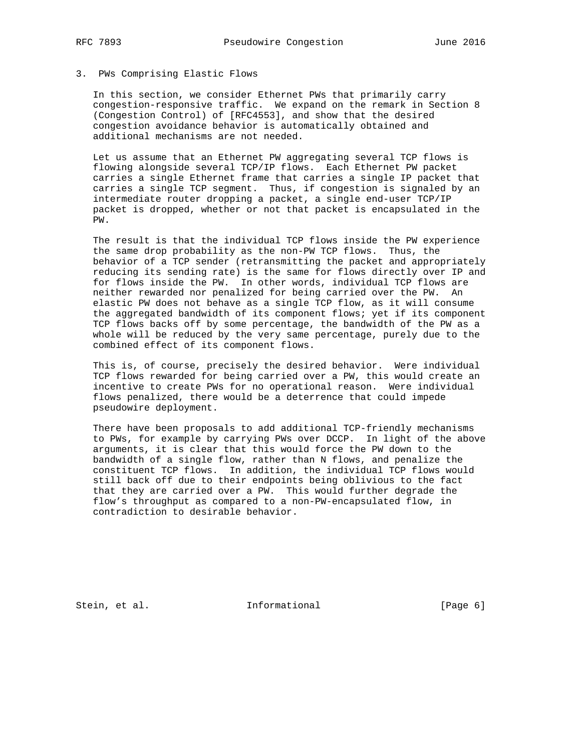## 3. PWs Comprising Elastic Flows

In this section, we consider Ethernet PWs that primarily carry congestion-responsive traffic. We expand on the remark in Section 8 (Congestion Control) of [RFC4553], and show that the desired congestion avoidance behavior is automatically obtained and additional mechanisms are not needed.

Let us assume that an Ethernet PW aggregating several TCP flows is flowing alongside several TCP/IP flows. Each Ethernet PW packet carries a single Ethernet frame that carries a single IP packet that carries a single TCP segment. Thus, if congestion is signaled by an intermediate router dropping a packet, a single end-user TCP/IP packet is dropped, whether or not that packet is encapsulated in the PW.

The result is that the individual TCP flows inside the PW experience the same drop probability as the non-PW TCP flows. Thus, the behavior of a TCP sender (retransmitting the packet and appropriately reducing its sending rate) is the same for flows directly over IP and for flows inside the PW. In other words, individual TCP flows are neither rewarded nor penalized for being carried over the PW. An elastic PW does not behave as a single TCP flow, as it will consume the aggregated bandwidth of its component flows; yet if its component TCP flows backs off by some percentage, the bandwidth of the PW as a whole will be reduced by the very same percentage, purely due to the combined effect of its component flows.

This is, of course, precisely the desired behavior. Were individual TCP flows rewarded for being carried over a PW, this would create an incentive to create PWs for no operational reason. Were individual flows penalized, there would be a deterrence that could impede pseudowire deployment.

There have been proposals to add additional TCP-friendly mechanisms to PWs, for example by carrying PWs over DCCP. In light of the above arguments, it is clear that this would force the PW down to the bandwidth of a single flow, rather than N flows, and penalize the constituent TCP flows. In addition, the individual TCP flows would still back off due to their endpoints being oblivious to the fact that they are carried over a PW. This would further degrade the flow's throughput as compared to a non-PW-encapsulated flow, in contradiction to desirable behavior.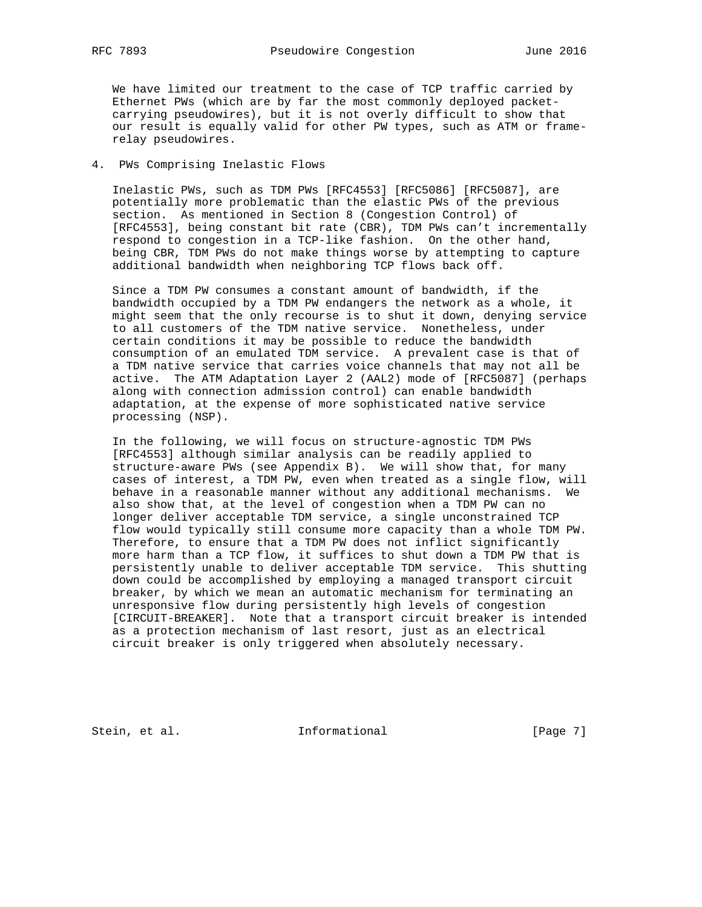We have limited our treatment to the case of TCP traffic carried by Ethernet PWs (which are by far the most commonly deployed packet-carrying pseudowires), but it is not overly difficult to show that our result is equally valid for other PW types, such as ATM or frame-relay pseudowires.

## 4. PWs Comprising Inelastic Flows

Inelastic PWs, such as TDM PWs [RFC4553] [RFC5086] [RFC5087], are potentially more problematic than the elastic PWs of the previous section. As mentioned in Section 8 (Congestion Control) of [RFC4553], being constant bit rate (CBR), TDM PWs can't incrementally respond to congestion in a TCP-like fashion. On the other hand, being CBR, TDM PWs do not make things worse by attempting to capture additional bandwidth when neighboring TCP flows back off.

Since a TDM PW consumes a constant amount of bandwidth, if the bandwidth occupied by a TDM PW endangers the network as a whole, it might seem that the only recourse is to shut it down, denying service to all customers of the TDM native service. Nonetheless, under certain conditions it may be possible to reduce the bandwidth consumption of an emulated TDM service. A prevalent case is that of a TDM native service that carries voice channels that may not all be active. The ATM Adaptation Layer 2 (AAL2) mode of [RFC5087] (perhaps along with connection admission control) can enable bandwidth adaptation, at the expense of more sophisticated native service processing (NSP).

In the following, we will focus on structure-agnostic TDM PWs [RFC4553] although similar analysis can be readily applied to structure-aware PWs (see Appendix B). We will show that, for many cases of interest, a TDM PW, even when treated as a single flow, will behave in a reasonable manner without any additional mechanisms. We also show that, at the level of congestion when a TDM PW can no longer deliver acceptable TDM service, a single unconstrained TCP flow would typically still consume more capacity than a whole TDM PW. Therefore, to ensure that a TDM PW does not inflict significantly more harm than a TCP flow, it suffices to shut down a TDM PW that is persistently unable to deliver acceptable TDM service. This shutting down could be accomplished by employing a managed transport circuit breaker, by which we mean an automatic mechanism for terminating an unresponsive flow during persistently high levels of congestion [CIRCUIT-BREAKER]. Note that a transport circuit breaker is intended as a protection mechanism of last resort, just as an electrical circuit breaker is only triggered when absolutely necessary.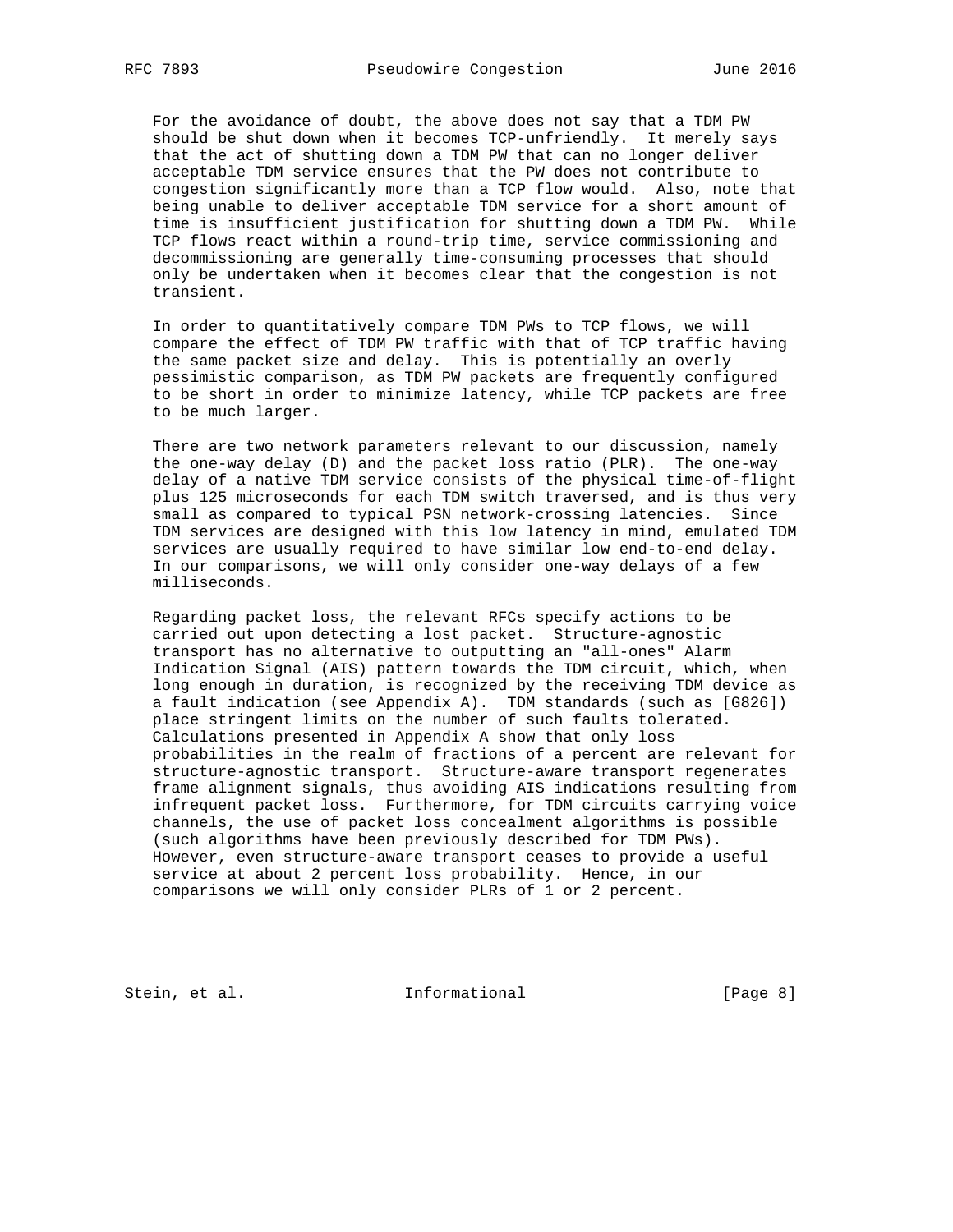For the avoidance of doubt, the above does not say that a TDM PW should be shut down when it becomes TCP-unfriendly. It merely says that the act of shutting down a TDM PW that can no longer deliver acceptable TDM service ensures that the PW does not contribute to congestion significantly more than a TCP flow would. Also, note that being unable to deliver acceptable TDM service for a short amount of time is insufficient justification for shutting down a TDM PW. While TCP flows react within a round-trip time, service commissioning and decommissioning are generally time-consuming processes that should only be undertaken when it becomes clear that the congestion is not transient.

In order to quantitatively compare TDM PWs to TCP flows, we will compare the effect of TDM PW traffic with that of TCP traffic having the same packet size and delay. This is potentially an overly pessimistic comparison, as TDM PW packets are frequently configured to be short in order to minimize latency, while TCP packets are free to be much larger.

There are two network parameters relevant to our discussion, namely the one-way delay (D) and the packet loss ratio (PLR). The one-way delay of a native TDM service consists of the physical time-of-flight plus 125 microseconds for each TDM switch traversed, and is thus very small as compared to typical PSN network-crossing latencies. Since TDM services are designed with this low latency in mind, emulated TDM services are usually required to have similar low end-to-end delay. In our comparisons, we will only consider one-way delays of a few milliseconds.

Regarding packet loss, the relevant RFCs specify actions to be carried out upon detecting a lost packet. Structure-agnostic transport has no alternative to outputting an "all-ones" Alarm Indication Signal (AIS) pattern towards the TDM circuit, which, when long enough in duration, is recognized by the receiving TDM device as a fault indication (see Appendix A). TDM standards (such as [G826]) place stringent limits on the number of such faults tolerated. Calculations presented in Appendix A show that only loss probabilities in the realm of fractions of a percent are relevant for structure-agnostic transport. Structure-aware transport regenerates frame alignment signals, thus avoiding AIS indications resulting from infrequent packet loss. Furthermore, for TDM circuits carrying voice channels, the use of packet loss concealment algorithms is possible (such algorithms have been previously described for TDM PWs). However, even structure-aware transport ceases to provide a useful service at about 2 percent loss probability. Hence, in our comparisons we will only consider PLRs of 1 or 2 percent.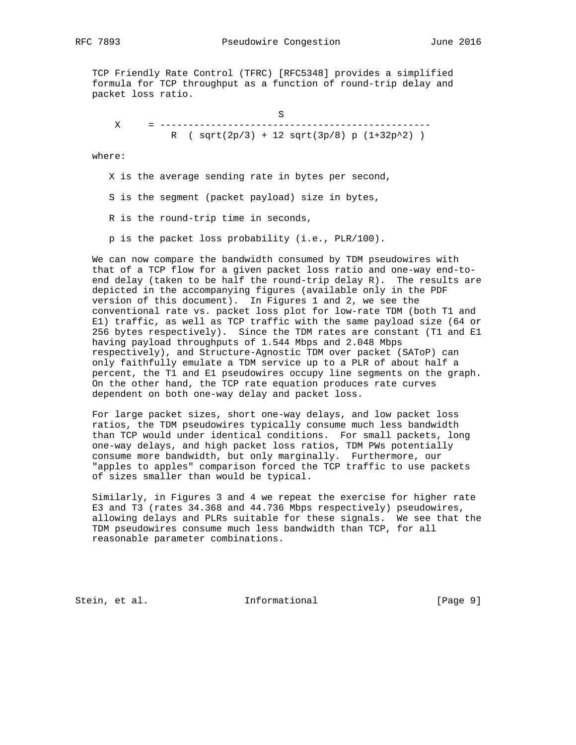TCP Friendly Rate Control (TFRC) [RFC5348] provides a simplified formula for TCP throughput as a function of round-trip delay and packet loss ratio.

$$X = \frac{S}{R \left( \sqrt{2p/3} + 12 \sqrt{3p/8}\, p \,(1+32p^2) \right)}$$

where:

$X$ is the average sending rate in bytes per second,

$S$ is the segment (packet payload) size in bytes,

$R$ is the round-trip time in seconds,

$p$ is the packet loss probability (i.e., PLR/100).

We can now compare the bandwidth consumed by TDM pseudowires with that of a TCP flow for a given packet loss ratio and one-way end-to-end delay (taken to be half the round-trip delay R). The results are depicted in the accompanying figures (available only in the PDF version of this document). In Figures 1 and 2, we see the conventional rate vs. packet loss plot for low-rate TDM (both T1 and E1) traffic, as well as TCP traffic with the same payload size (64 or 256 bytes respectively). Since the TDM rates are constant (T1 and E1 having payload throughputs of 1.544 Mbps and 2.048 Mbps respectively), and Structure-Agnostic TDM over packet (SAToP) can only faithfully emulate a TDM service up to a PLR of about half a percent, the T1 and E1 pseudowires occupy line segments on the graph. On the other hand, the TCP rate equation produces rate curves dependent on both one-way delay and packet loss.

For large packet sizes, short one-way delays, and low packet loss ratios, the TDM pseudowires typically consume much less bandwidth than TCP would under identical conditions. For small packets, long one-way delays, and high packet loss ratios, TDM PWs potentially consume more bandwidth, but only marginally. Furthermore, our "apples to apples" comparison forced the TCP traffic to use packets of sizes smaller than would be typical.

Similarly, in Figures 3 and 4 we repeat the exercise for higher rate E3 and T3 (rates 34.368 and 44.736 Mbps respectively) pseudowires, allowing delays and PLRs suitable for these signals. We see that the TDM pseudowires consume much less bandwidth than TCP, for all reasonable parameter combinations.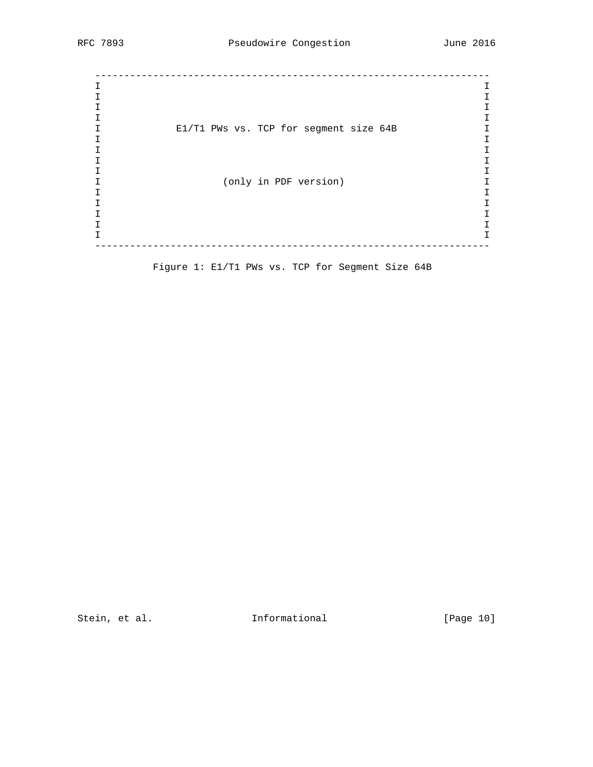```
   ---------------------------------------------------------------------
   I                                                                   I
   I                                                                   I
   I                                                                   I
   I                                                                   I
   I           E1/T1 PWs vs. TCP for segment size 64B                  I
   I                                                                   I
   I                                                                   I
   I                                                                   I
   I                                                                   I
   I                   (only in PDF version)                           I
   I                                                                   I
   I                                                                   I
   I                                                                   I
   I                                                                   I
   I                                                                   I
   ---------------------------------------------------------------------
```

Figure 1: E1/T1 PWs vs. TCP for Segment Size 64B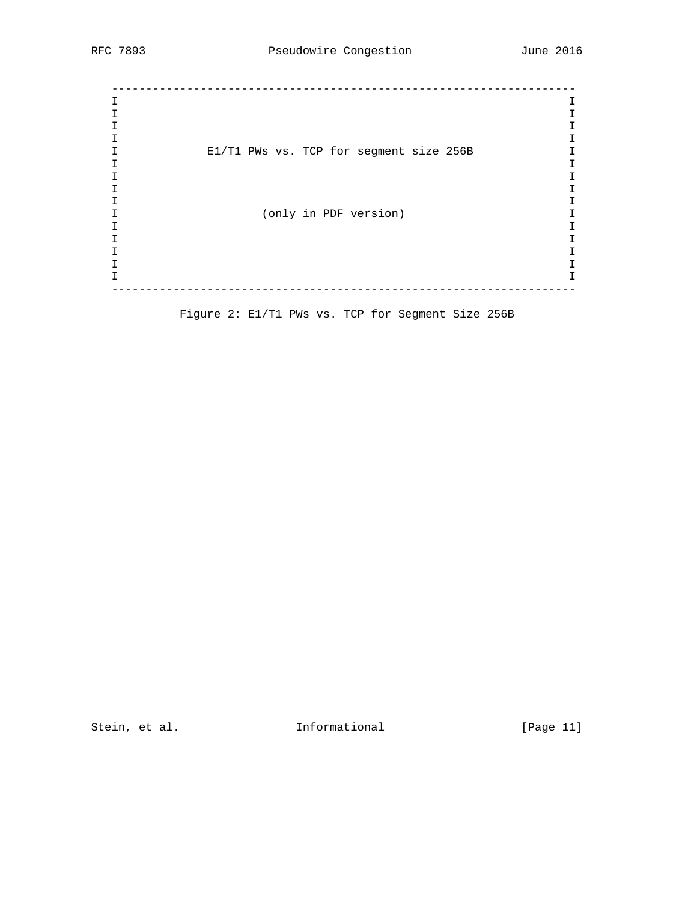```
   ---------------------------------------------------------------------
   I                                                                   I
   I                                                                   I
   I                                                                   I
   I                                                                   I
   I          E1/T1 PWs vs. TCP for segment size 256B                  I
   I                                                                   I
   I                                                                   I
   I                                                                   I
   I                                                                   I
   I                    (only in PDF version)                          I
   I                                                                   I
   I                                                                   I
   I                                                                   I
   I                                                                   I
   I                                                                   I
   ---------------------------------------------------------------------
```

Figure 2: E1/T1 PWs vs. TCP for Segment Size 256B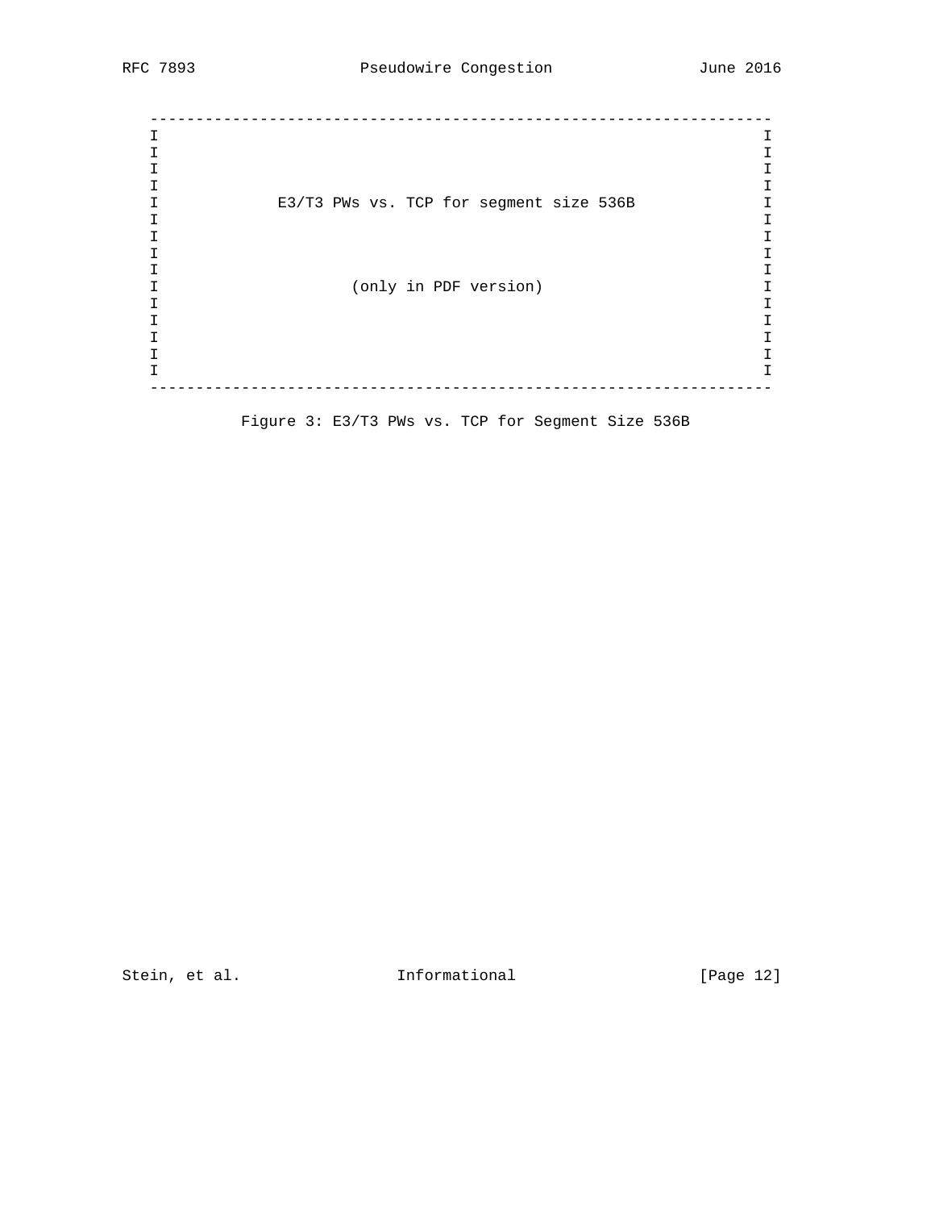```
   ------------------------------------------------------------------
   I                                                                I
   I                                                                I
   I                                                                I
   I                                                                I
   I           E3/T3 PWs vs. TCP for segment size 536B              I
   I                                                                I
   I                                                                I
   I                                                                I
   I                                                                I
   I                   (only in PDF version)                        I
   I                                                                I
   I                                                                I
   I                                                                I
   I                                                                I
   I                                                                I
   ------------------------------------------------------------------
```

Figure 3: E3/T3 PWs vs. TCP for Segment Size 536B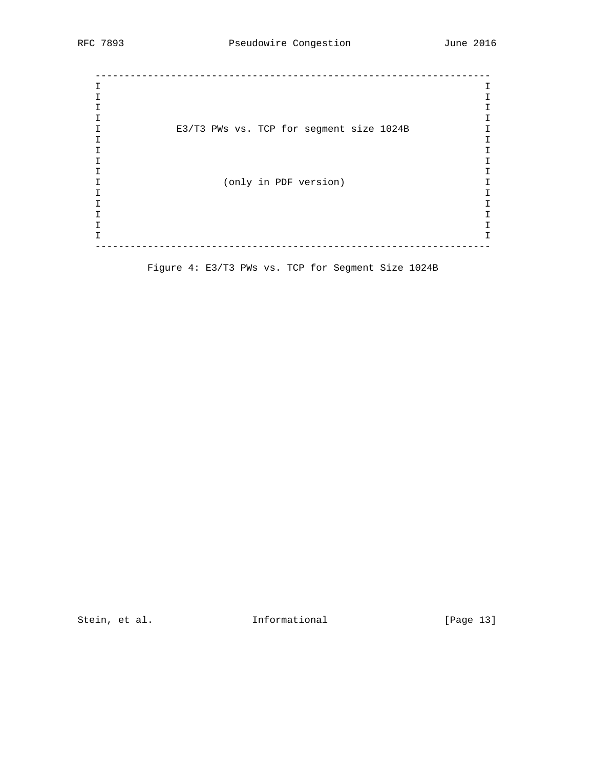```
   ------------------------------------------------------------------
   I                                                                I
   I                                                                I
   I                                                                I
   I                                                                I
   I          E3/T3 PWs vs. TCP for segment size 1024B              I
   I                                                                I
   I                                                                I
   I                                                                I
   I                                                                I
   I                  (only in PDF version)                         I
   I                                                                I
   I                                                                I
   I                                                                I
   I                                                                I
   I                                                                I
   ------------------------------------------------------------------
```

Figure 4: E3/T3 PWs vs. TCP for Segment Size 1024B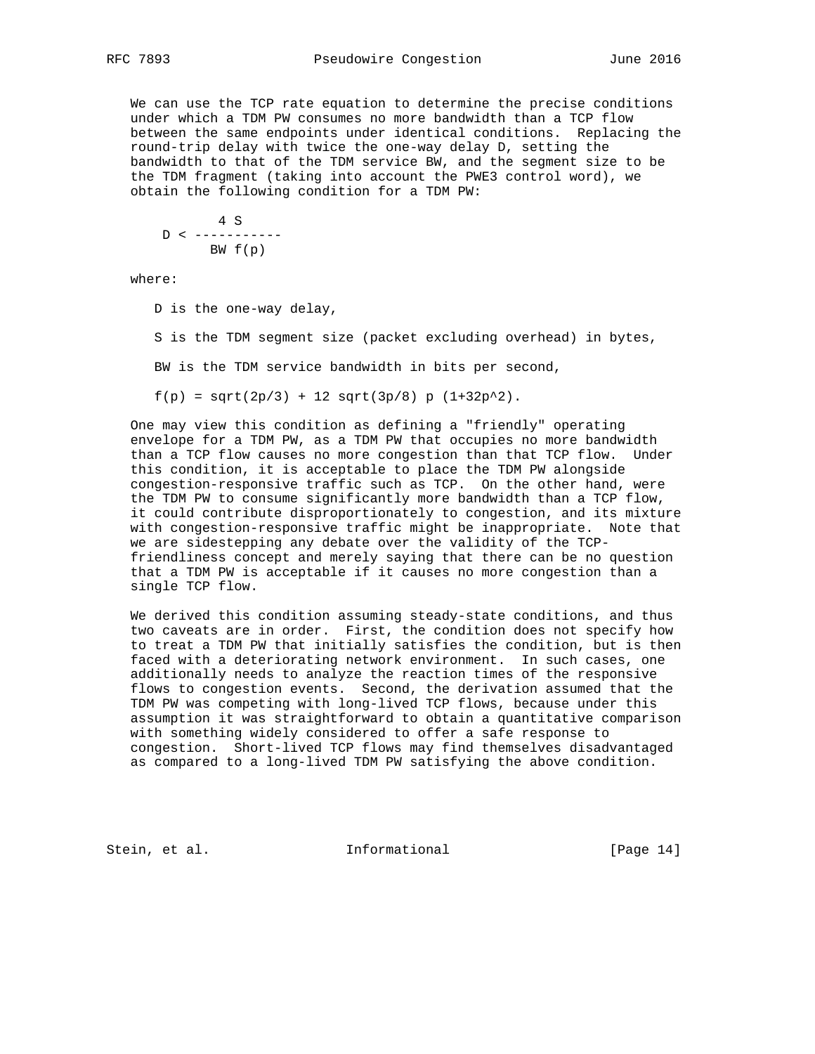We can use the TCP rate equation to determine the precise conditions under which a TDM PW consumes no more bandwidth than a TCP flow between the same endpoints under identical conditions. Replacing the round-trip delay with twice the one-way delay D, setting the bandwidth to that of the TDM service BW, and the segment size to be the TDM fragment (taking into account the PWE3 control word), we obtain the following condition for a TDM PW:

$$D < \frac{4\,S}{BW\,f(p)}$$

where:

D is the one-way delay,

S is the TDM segment size (packet excluding overhead) in bytes,

BW is the TDM service bandwidth in bits per second,

$f(p) = \sqrt{2p/3} + 12\,\sqrt{3p/8}\;p\,(1+32p^2)$.

One may view this condition as defining a "friendly" operating envelope for a TDM PW, as a TDM PW that occupies no more bandwidth than a TCP flow causes no more congestion than that TCP flow. Under this condition, it is acceptable to place the TDM PW alongside congestion-responsive traffic such as TCP. On the other hand, were the TDM PW to consume significantly more bandwidth than a TCP flow, it could contribute disproportionately to congestion, and its mixture with congestion-responsive traffic might be inappropriate. Note that we are sidestepping any debate over the validity of the TCP-friendliness concept and merely saying that there can be no question that a TDM PW is acceptable if it causes no more congestion than a single TCP flow.

We derived this condition assuming steady-state conditions, and thus two caveats are in order. First, the condition does not specify how to treat a TDM PW that initially satisfies the condition, but is then faced with a deteriorating network environment. In such cases, one additionally needs to analyze the reaction times of the responsive flows to congestion events. Second, the derivation assumed that the TDM PW was competing with long-lived TCP flows, because under this assumption it was straightforward to obtain a quantitative comparison with something widely considered to offer a safe response to congestion. Short-lived TCP flows may find themselves disadvantaged as compared to a long-lived TDM PW satisfying the above condition.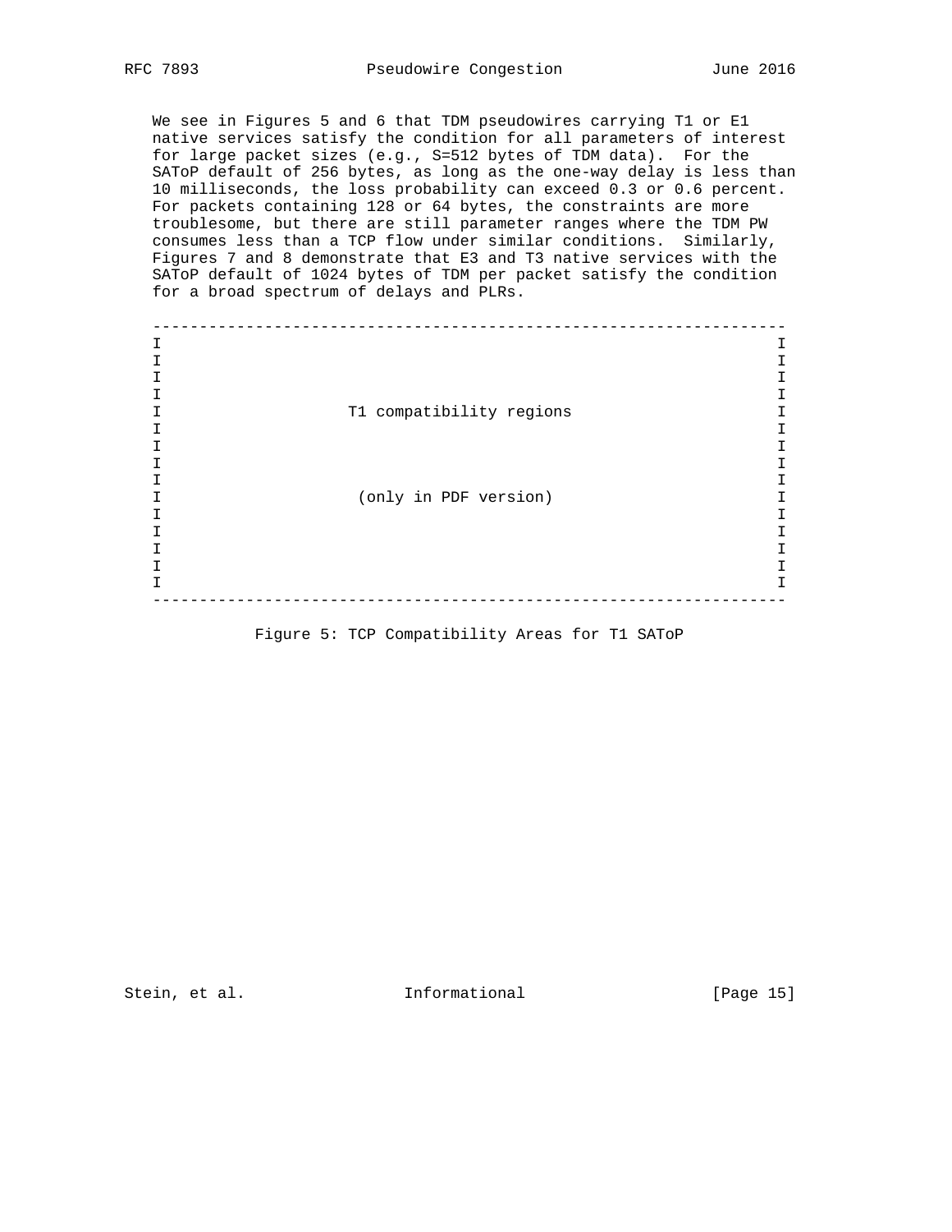We see in Figures 5 and 6 that TDM pseudowires carrying T1 or E1 native services satisfy the condition for all parameters of interest for large packet sizes (e.g., S=512 bytes of TDM data). For the SAToP default of 256 bytes, as long as the one-way delay is less than 10 milliseconds, the loss probability can exceed 0.3 or 0.6 percent. For packets containing 128 or 64 bytes, the constraints are more troublesome, but there are still parameter ranges where the TDM PW consumes less than a TCP flow under similar conditions. Similarly, Figures 7 and 8 demonstrate that E3 and T3 native services with the SAToP default of 1024 bytes of TDM per packet satisfy the condition for a broad spectrum of delays and PLRs.

```
   -------------------------------------------------------------------
   I                                                                 I
   I                                                                 I
   I                                                                 I
   I                                                                 I
   I                    T1 compatibility regions                     I
   I                                                                 I
   I                                                                 I
   I                                                                 I
   I                                                                 I
   I                     (only in PDF version)                       I
   I                                                                 I
   I                                                                 I
   I                                                                 I
   I                                                                 I
   I                                                                 I
   -------------------------------------------------------------------
```

Figure 5: TCP Compatibility Areas for T1 SAToP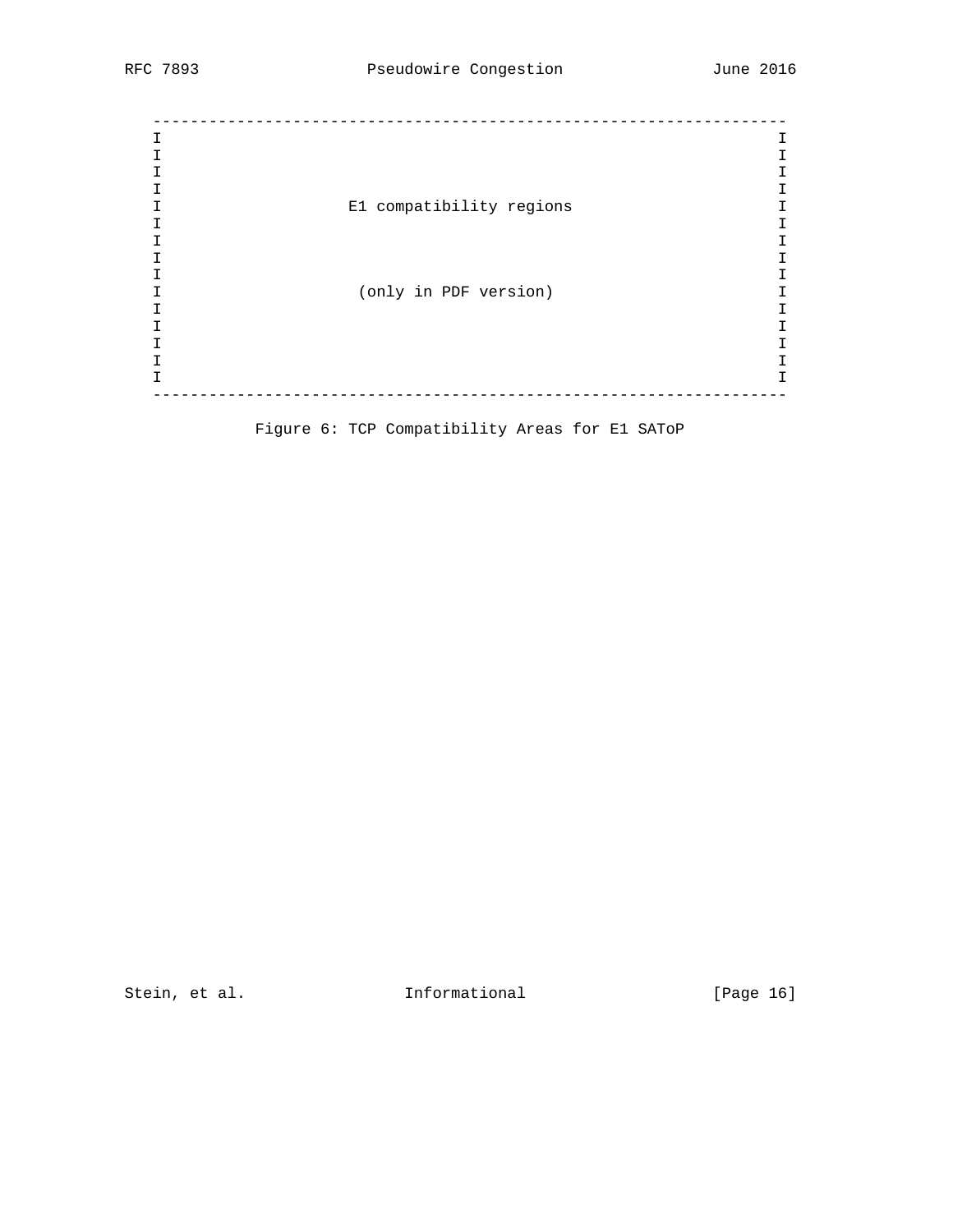```
   -------------------------------------------------------------------
   I                                                                 I
   I                                                                 I
   I                                                                 I
   I                                                                 I
   I                     E1 compatibility regions                    I
   I                                                                 I
   I                                                                 I
   I                                                                 I
   I                                                                 I
   I                      (only in PDF version)                      I
   I                                                                 I
   I                                                                 I
   I                                                                 I
   I                                                                 I
   I                                                                 I
   -------------------------------------------------------------------
```

Figure 6: TCP Compatibility Areas for E1 SAToP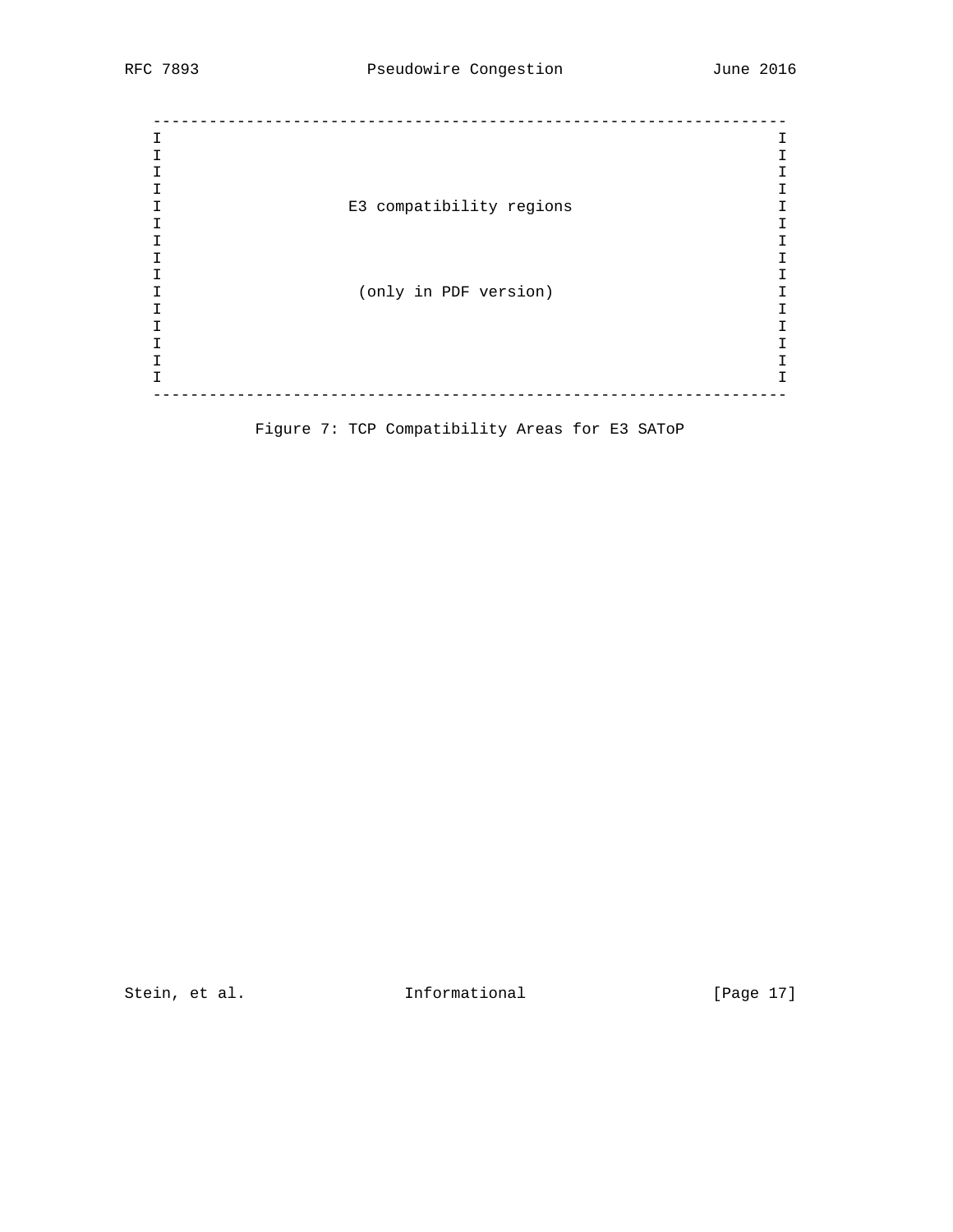```
   -------------------------------------------------------------------
   I                                                                 I
   I                                                                 I
   I                                                                 I
   I                                                                 I
   I                     E3 compatibility regions                    I
   I                                                                 I
   I                                                                 I
   I                                                                 I
   I                                                                 I
   I                      (only in PDF version)                      I
   I                                                                 I
   I                                                                 I
   I                                                                 I
   I                                                                 I
   I                                                                 I
   -------------------------------------------------------------------
```

Figure 7: TCP Compatibility Areas for E3 SAToP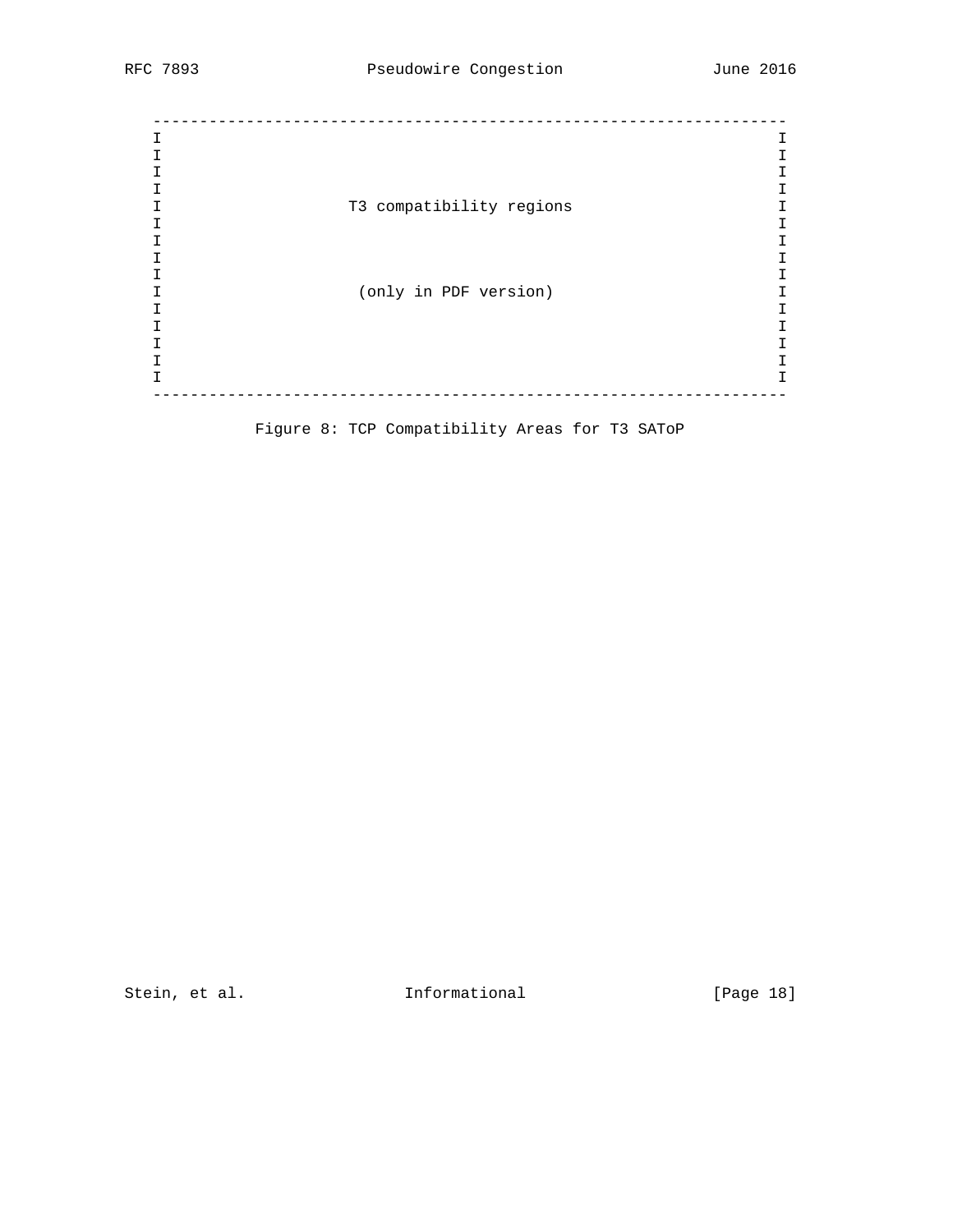```
   -------------------------------------------------------------------
   I                                                                 I
   I                                                                 I
   I                                                                 I
   I                                                                 I
   I                    T3 compatibility regions                     I
   I                                                                 I
   I                                                                 I
   I                                                                 I
   I                                                                 I
   I                     (only in PDF version)                       I
   I                                                                 I
   I                                                                 I
   I                                                                 I
   I                                                                 I
   I                                                                 I
   -------------------------------------------------------------------
```

Figure 8: TCP Compatibility Areas for T3 SAToP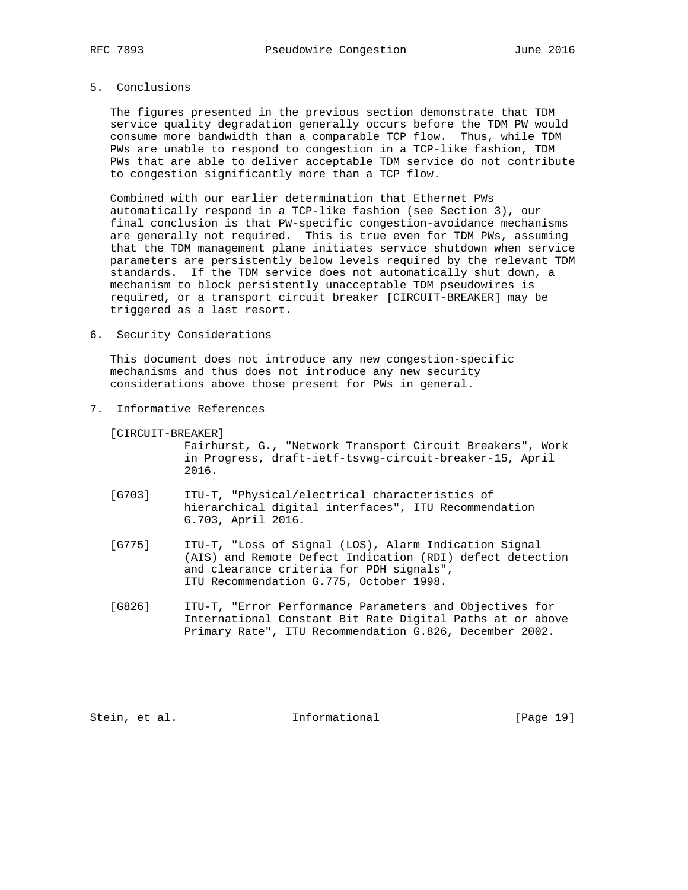## 5. Conclusions

The figures presented in the previous section demonstrate that TDM service quality degradation generally occurs before the TDM PW would consume more bandwidth than a comparable TCP flow. Thus, while TDM PWs are unable to respond to congestion in a TCP-like fashion, TDM PWs that are able to deliver acceptable TDM service do not contribute to congestion significantly more than a TCP flow.

Combined with our earlier determination that Ethernet PWs automatically respond in a TCP-like fashion (see Section 3), our final conclusion is that PW-specific congestion-avoidance mechanisms are generally not required. This is true even for TDM PWs, assuming that the TDM management plane initiates service shutdown when service parameters are persistently below levels required by the relevant TDM standards. If the TDM service does not automatically shut down, a mechanism to block persistently unacceptable TDM pseudowires is required, or a transport circuit breaker [CIRCUIT-BREAKER] may be triggered as a last resort.

## 6. Security Considerations

This document does not introduce any new congestion-specific mechanisms and thus does not introduce any new security considerations above those present for PWs in general.

## 7. Informative References

[CIRCUIT-BREAKER]
Fairhurst, G., "Network Transport Circuit Breakers", Work in Progress, draft-ietf-tsvwg-circuit-breaker-15, April 2016.

[G703] ITU-T, "Physical/electrical characteristics of hierarchical digital interfaces", ITU Recommendation G.703, April 2016.

[G775] ITU-T, "Loss of Signal (LOS), Alarm Indication Signal (AIS) and Remote Defect Indication (RDI) defect detection and clearance criteria for PDH signals", ITU Recommendation G.775, October 1998.

[G826] ITU-T, "Error Performance Parameters and Objectives for International Constant Bit Rate Digital Paths at or above Primary Rate", ITU Recommendation G.826, December 2002.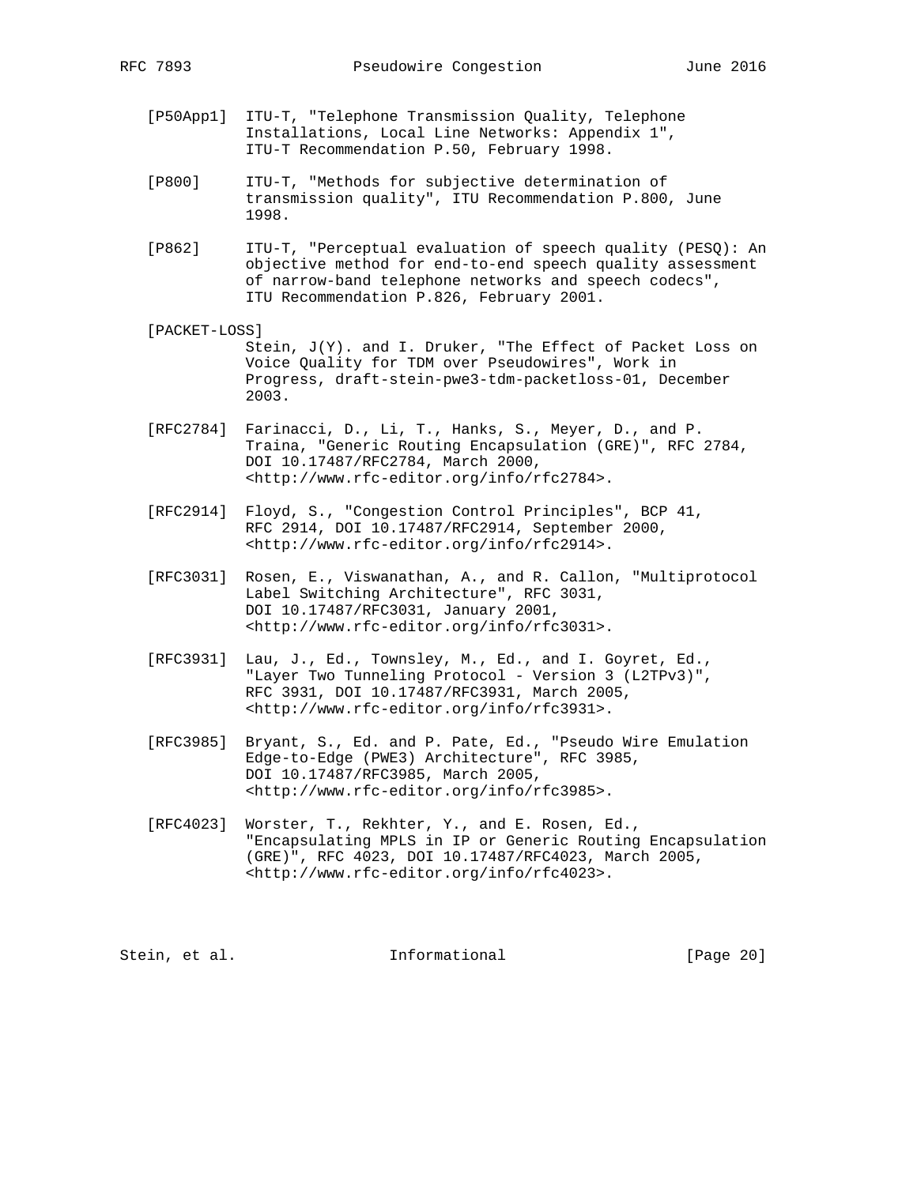[P50App1] ITU-T, "Telephone Transmission Quality, Telephone Installations, Local Line Networks: Appendix 1", ITU-T Recommendation P.50, February 1998.

[P800] ITU-T, "Methods for subjective determination of transmission quality", ITU Recommendation P.800, June 1998.

[P862] ITU-T, "Perceptual evaluation of speech quality (PESQ): An objective method for end-to-end speech quality assessment of narrow-band telephone networks and speech codecs", ITU Recommendation P.826, February 2001.

[PACKET-LOSS] Stein, J(Y). and I. Druker, "The Effect of Packet Loss on Voice Quality for TDM over Pseudowires", Work in Progress, draft-stein-pwe3-tdm-packetloss-01, December 2003.

[RFC2784] Farinacci, D., Li, T., Hanks, S., Meyer, D., and P. Traina, "Generic Routing Encapsulation (GRE)", RFC 2784, DOI 10.17487/RFC2784, March 2000, <http://www.rfc-editor.org/info/rfc2784>.

[RFC2914] Floyd, S., "Congestion Control Principles", BCP 41, RFC 2914, DOI 10.17487/RFC2914, September 2000, <http://www.rfc-editor.org/info/rfc2914>.

[RFC3031] Rosen, E., Viswanathan, A., and R. Callon, "Multiprotocol Label Switching Architecture", RFC 3031, DOI 10.17487/RFC3031, January 2001, <http://www.rfc-editor.org/info/rfc3031>.

[RFC3931] Lau, J., Ed., Townsley, M., Ed., and I. Goyret, Ed., "Layer Two Tunneling Protocol - Version 3 (L2TPv3)", RFC 3931, DOI 10.17487/RFC3931, March 2005, <http://www.rfc-editor.org/info/rfc3931>.

[RFC3985] Bryant, S., Ed. and P. Pate, Ed., "Pseudo Wire Emulation Edge-to-Edge (PWE3) Architecture", RFC 3985, DOI 10.17487/RFC3985, March 2005, <http://www.rfc-editor.org/info/rfc3985>.

[RFC4023] Worster, T., Rekhter, Y., and E. Rosen, Ed., "Encapsulating MPLS in IP or Generic Routing Encapsulation (GRE)", RFC 4023, DOI 10.17487/RFC4023, March 2005, <http://www.rfc-editor.org/info/rfc4023>.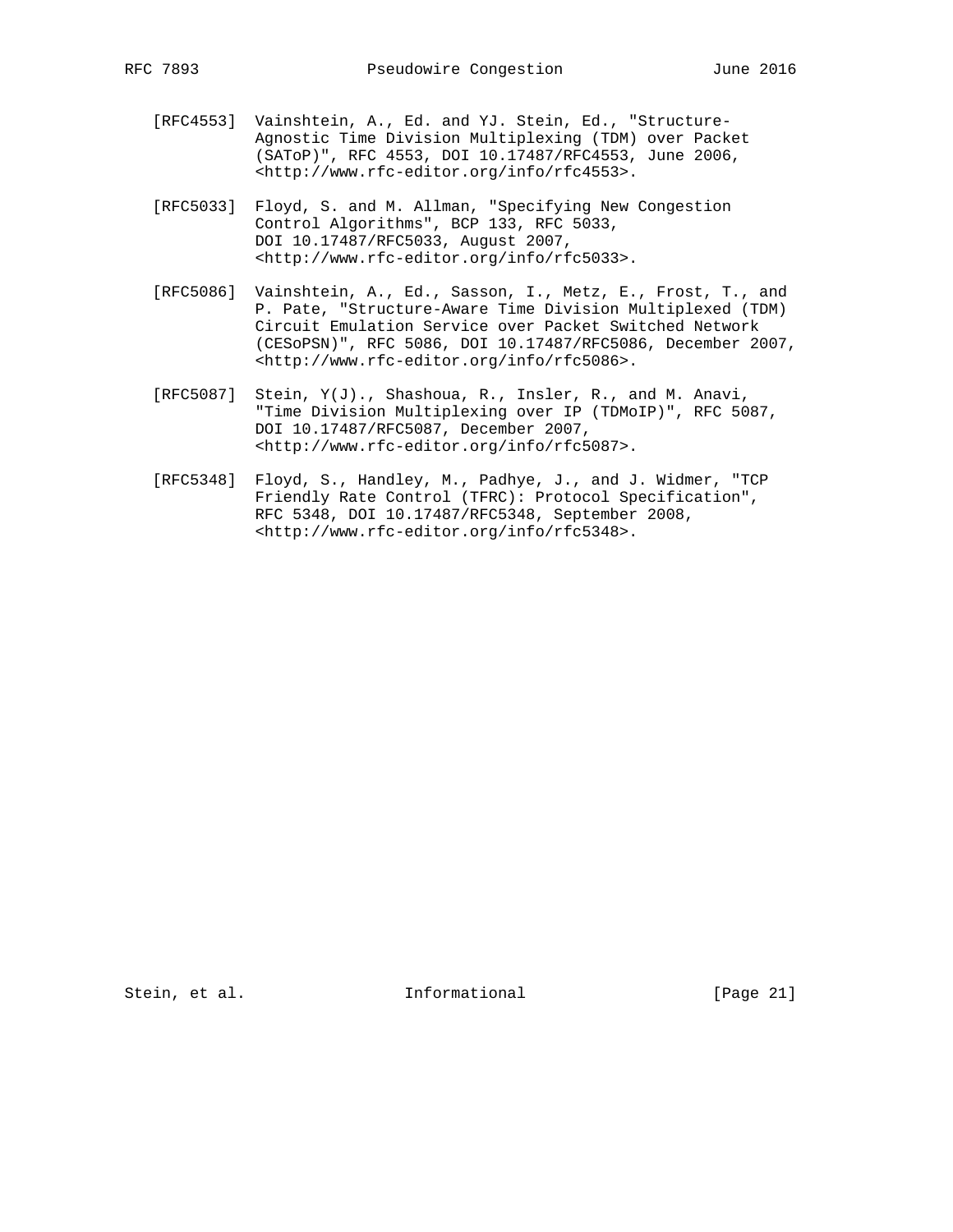[RFC4553] Vainshtein, A., Ed. and YJ. Stein, Ed., "Structure-Agnostic Time Division Multiplexing (TDM) over Packet (SAToP)", RFC 4553, DOI 10.17487/RFC4553, June 2006, <http://www.rfc-editor.org/info/rfc4553>.

[RFC5033] Floyd, S. and M. Allman, "Specifying New Congestion Control Algorithms", BCP 133, RFC 5033, DOI 10.17487/RFC5033, August 2007, <http://www.rfc-editor.org/info/rfc5033>.

[RFC5086] Vainshtein, A., Ed., Sasson, I., Metz, E., Frost, T., and P. Pate, "Structure-Aware Time Division Multiplexed (TDM) Circuit Emulation Service over Packet Switched Network (CESoPSN)", RFC 5086, DOI 10.17487/RFC5086, December 2007, <http://www.rfc-editor.org/info/rfc5086>.

[RFC5087] Stein, Y(J)., Shashoua, R., Insler, R., and M. Anavi, "Time Division Multiplexing over IP (TDMoIP)", RFC 5087, DOI 10.17487/RFC5087, December 2007, <http://www.rfc-editor.org/info/rfc5087>.

[RFC5348] Floyd, S., Handley, M., Padhye, J., and J. Widmer, "TCP Friendly Rate Control (TFRC): Protocol Specification", RFC 5348, DOI 10.17487/RFC5348, September 2008, <http://www.rfc-editor.org/info/rfc5348>.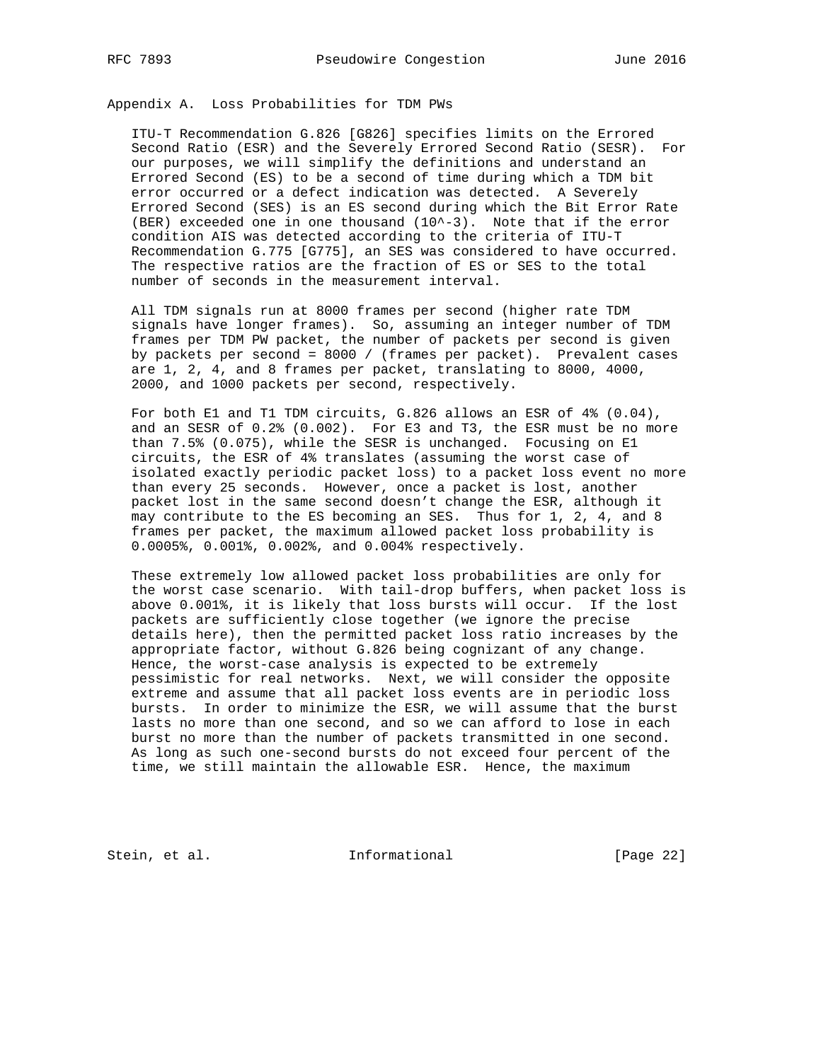## Appendix A. Loss Probabilities for TDM PWs

ITU-T Recommendation G.826 [G826] specifies limits on the Errored Second Ratio (ESR) and the Severely Errored Second Ratio (SESR). For our purposes, we will simplify the definitions and understand an Errored Second (ES) to be a second of time during which a TDM bit error occurred or a defect indication was detected. A Severely Errored Second (SES) is an ES second during which the Bit Error Rate (BER) exceeded one in one thousand ($10^{-3}$). Note that if the error condition AIS was detected according to the criteria of ITU-T Recommendation G.775 [G775], an SES was considered to have occurred. The respective ratios are the fraction of ES or SES to the total number of seconds in the measurement interval.

All TDM signals run at 8000 frames per second (higher rate TDM signals have longer frames). So, assuming an integer number of TDM frames per TDM PW packet, the number of packets per second is given by packets per second = 8000 / (frames per packet). Prevalent cases are 1, 2, 4, and 8 frames per packet, translating to 8000, 4000, 2000, and 1000 packets per second, respectively.

For both E1 and T1 TDM circuits, G.826 allows an ESR of 4% (0.04), and an SESR of 0.2% (0.002). For E3 and T3, the ESR must be no more than 7.5% (0.075), while the SESR is unchanged. Focusing on E1 circuits, the ESR of 4% translates (assuming the worst case of isolated exactly periodic packet loss) to a packet loss event no more than every 25 seconds. However, once a packet is lost, another packet lost in the same second doesn't change the ESR, although it may contribute to the ES becoming an SES. Thus for 1, 2, 4, and 8 frames per packet, the maximum allowed packet loss probability is 0.0005%, 0.001%, 0.002%, and 0.004% respectively.

These extremely low allowed packet loss probabilities are only for the worst case scenario. With tail-drop buffers, when packet loss is above 0.001%, it is likely that loss bursts will occur. If the lost packets are sufficiently close together (we ignore the precise details here), then the permitted packet loss ratio increases by the appropriate factor, without G.826 being cognizant of any change. Hence, the worst-case analysis is expected to be extremely pessimistic for real networks. Next, we will consider the opposite extreme and assume that all packet loss events are in periodic loss bursts. In order to minimize the ESR, we will assume that the burst lasts no more than one second, and so we can afford to lose in each burst no more than the number of packets transmitted in one second. As long as such one-second bursts do not exceed four percent of the time, we still maintain the allowable ESR. Hence, the maximum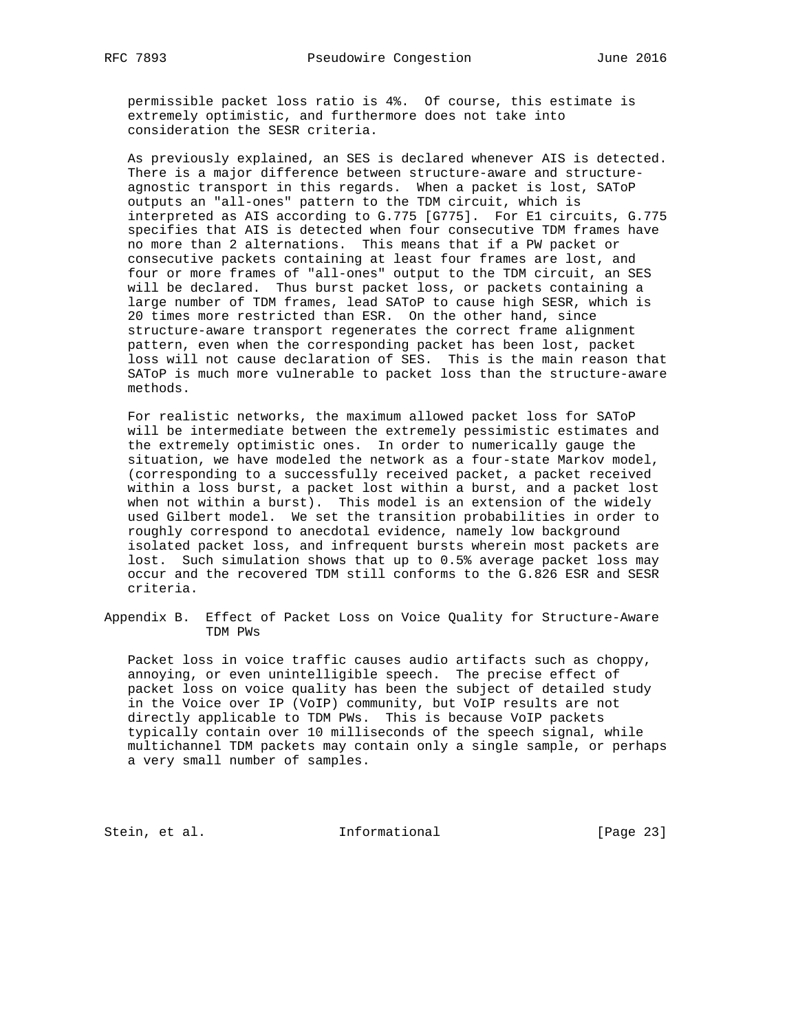permissible packet loss ratio is 4%. Of course, this estimate is extremely optimistic, and furthermore does not take into consideration the SESR criteria.

As previously explained, an SES is declared whenever AIS is detected. There is a major difference between structure-aware and structure-agnostic transport in this regards. When a packet is lost, SAToP outputs an "all-ones" pattern to the TDM circuit, which is interpreted as AIS according to G.775 [G775]. For E1 circuits, G.775 specifies that AIS is detected when four consecutive TDM frames have no more than 2 alternations. This means that if a PW packet or consecutive packets containing at least four frames are lost, and four or more frames of "all-ones" output to the TDM circuit, an SES will be declared. Thus burst packet loss, or packets containing a large number of TDM frames, lead SAToP to cause high SESR, which is 20 times more restricted than ESR. On the other hand, since structure-aware transport regenerates the correct frame alignment pattern, even when the corresponding packet has been lost, packet loss will not cause declaration of SES. This is the main reason that SAToP is much more vulnerable to packet loss than the structure-aware methods.

For realistic networks, the maximum allowed packet loss for SAToP will be intermediate between the extremely pessimistic estimates and the extremely optimistic ones. In order to numerically gauge the situation, we have modeled the network as a four-state Markov model, (corresponding to a successfully received packet, a packet received within a loss burst, a packet lost within a burst, and a packet lost when not within a burst). This model is an extension of the widely used Gilbert model. We set the transition probabilities in order to roughly correspond to anecdotal evidence, namely low background isolated packet loss, and infrequent bursts wherein most packets are lost. Such simulation shows that up to 0.5% average packet loss may occur and the recovered TDM still conforms to the G.826 ESR and SESR criteria.

## Appendix B. Effect of Packet Loss on Voice Quality for Structure-Aware TDM PWs

Packet loss in voice traffic causes audio artifacts such as choppy, annoying, or even unintelligible speech. The precise effect of packet loss on voice quality has been the subject of detailed study in the Voice over IP (VoIP) community, but VoIP results are not directly applicable to TDM PWs. This is because VoIP packets typically contain over 10 milliseconds of the speech signal, while multichannel TDM packets may contain only a single sample, or perhaps a very small number of samples.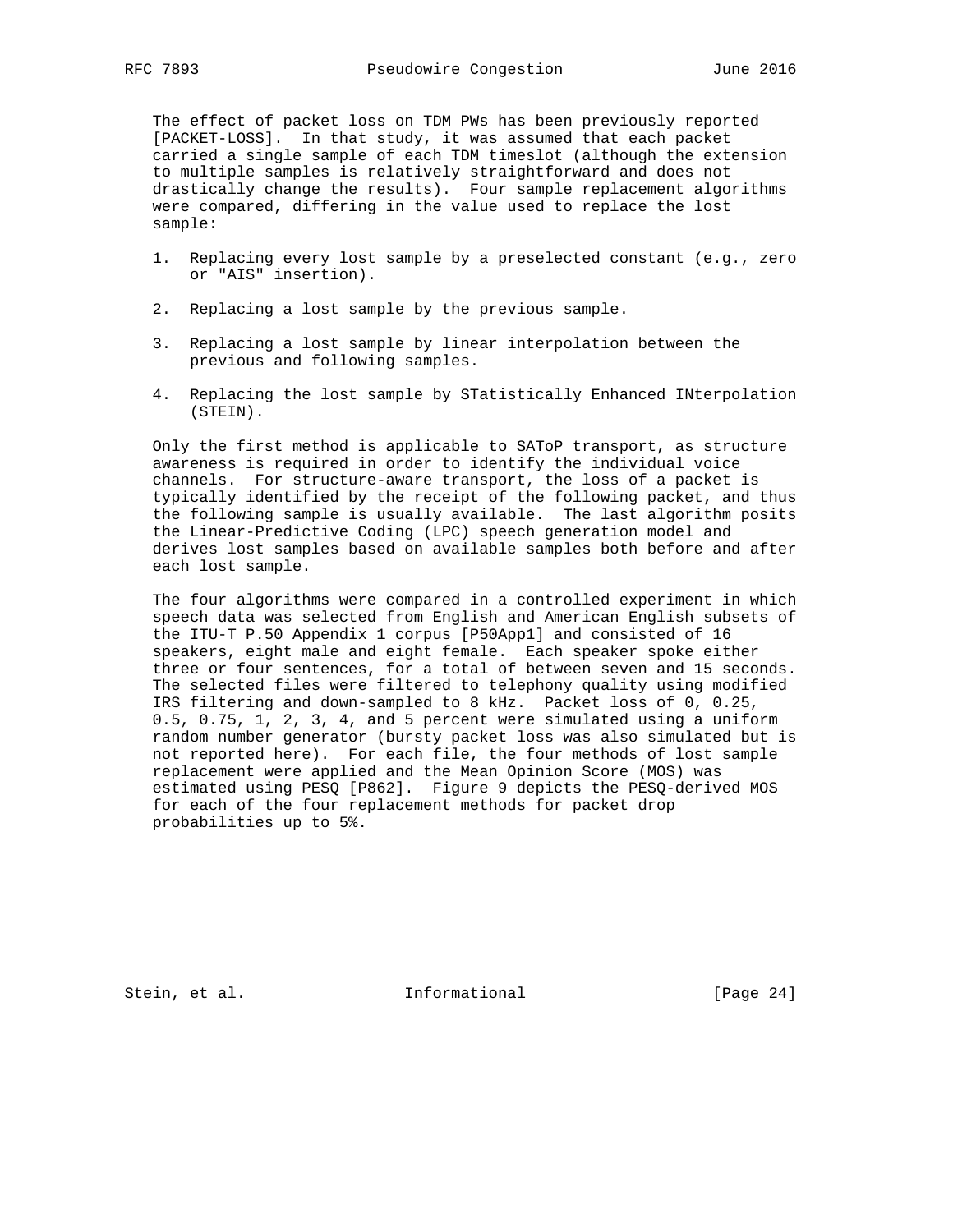The effect of packet loss on TDM PWs has been previously reported [PACKET-LOSS]. In that study, it was assumed that each packet carried a single sample of each TDM timeslot (although the extension to multiple samples is relatively straightforward and does not drastically change the results). Four sample replacement algorithms were compared, differing in the value used to replace the lost sample:

1. Replacing every lost sample by a preselected constant (e.g., zero or "AIS" insertion).

2. Replacing a lost sample by the previous sample.

3. Replacing a lost sample by linear interpolation between the previous and following samples.

4. Replacing the lost sample by STatistically Enhanced INterpolation (STEIN).

Only the first method is applicable to SAToP transport, as structure awareness is required in order to identify the individual voice channels. For structure-aware transport, the loss of a packet is typically identified by the receipt of the following packet, and thus the following sample is usually available. The last algorithm posits the Linear-Predictive Coding (LPC) speech generation model and derives lost samples based on available samples both before and after each lost sample.

The four algorithms were compared in a controlled experiment in which speech data was selected from English and American English subsets of the ITU-T P.50 Appendix 1 corpus [P50App1] and consisted of 16 speakers, eight male and eight female. Each speaker spoke either three or four sentences, for a total of between seven and 15 seconds. The selected files were filtered to telephony quality using modified IRS filtering and down-sampled to 8 kHz. Packet loss of 0, 0.25, 0.5, 0.75, 1, 2, 3, 4, and 5 percent were simulated using a uniform random number generator (bursty packet loss was also simulated but is not reported here). For each file, the four methods of lost sample replacement were applied and the Mean Opinion Score (MOS) was estimated using PESQ [P862]. Figure 9 depicts the PESQ-derived MOS for each of the four replacement methods for packet drop probabilities up to 5%.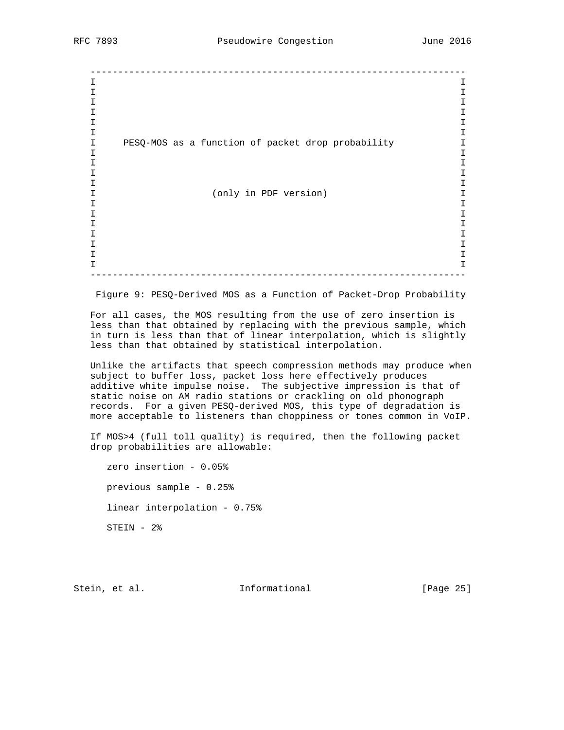```
   -------------------------------------------------------------------
   I                                                                 I
   I                                                                 I
   I                                                                 I
   I                                                                 I
   I                                                                 I
   I                                                                 I
   I     PESQ-MOS as a function of packet drop probability           I
   I                                                                 I
   I                                                                 I
   I                                                                 I
   I                                                                 I
   I                     (only in PDF version)                       I
   I                                                                 I
   I                                                                 I
   I                                                                 I
   I                                                                 I
   I                                                                 I
   I                                                                 I
   I                                                                 I
   -------------------------------------------------------------------
```

Figure 9: PESQ-Derived MOS as a Function of Packet-Drop Probability

For all cases, the MOS resulting from the use of zero insertion is less than that obtained by replacing with the previous sample, which in turn is less than that of linear interpolation, which is slightly less than that obtained by statistical interpolation.

Unlike the artifacts that speech compression methods may produce when subject to buffer loss, packet loss here effectively produces additive white impulse noise. The subjective impression is that of static noise on AM radio stations or crackling on old phonograph records. For a given PESQ-derived MOS, this type of degradation is more acceptable to listeners than choppiness or tones common in VoIP.

If MOS>4 (full toll quality) is required, then the following packet drop probabilities are allowable:

zero insertion - 0.05%

previous sample - 0.25%

linear interpolation - 0.75%

STEIN - 2%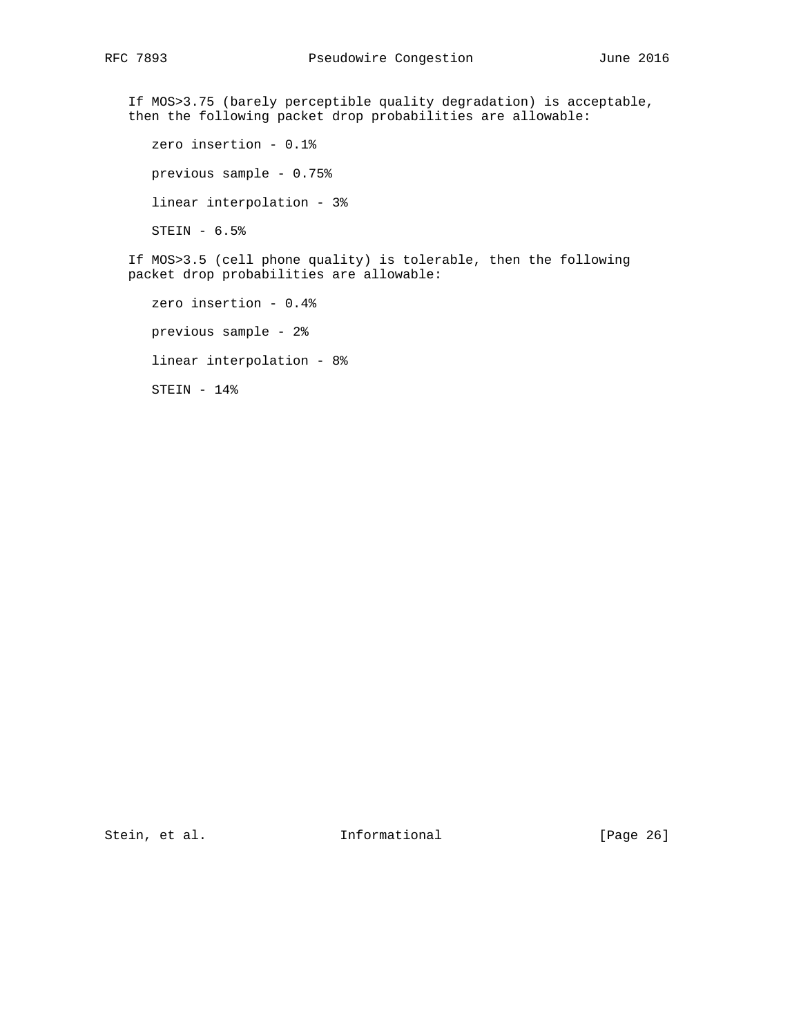If MOS>3.75 (barely perceptible quality degradation) is acceptable, then the following packet drop probabilities are allowable:

zero insertion - 0.1%

previous sample - 0.75%

linear interpolation - 3%

STEIN - 6.5%

If MOS>3.5 (cell phone quality) is tolerable, then the following packet drop probabilities are allowable:

zero insertion - 0.4%

previous sample - 2%

linear interpolation - 8%

STEIN - 14%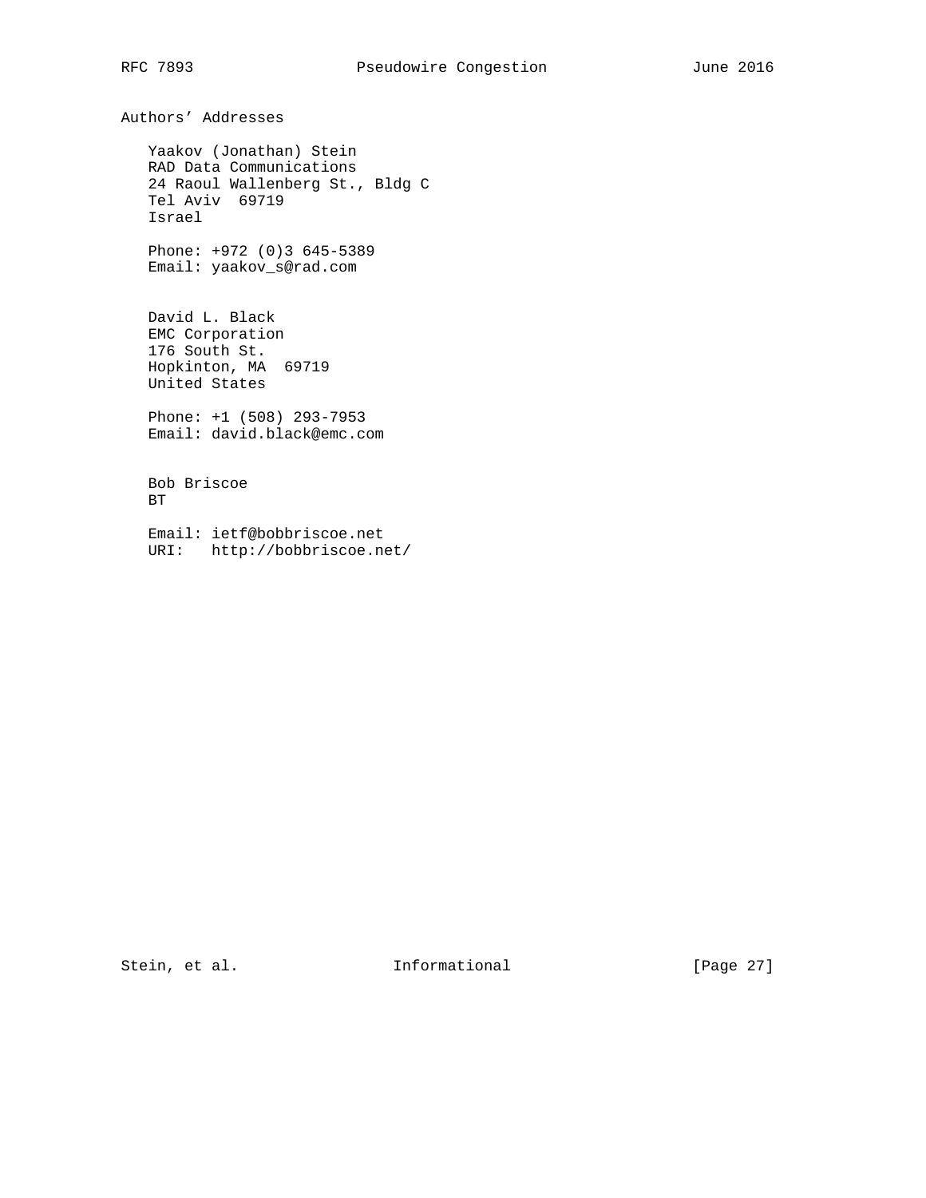## Authors' Addresses

Yaakov (Jonathan) Stein
RAD Data Communications
24 Raoul Wallenberg St., Bldg C
Tel Aviv  69719
Israel

Phone: +972 (0)3 645-5389
Email: yaakov_s@rad.com

David L. Black
EMC Corporation
176 South St.
Hopkinton, MA  69719
United States

Phone: +1 (508) 293-7953
Email: david.black@emc.com

Bob Briscoe
BT

Email: ietf@bobbriscoe.net
URI:   http://bobbriscoe.net/